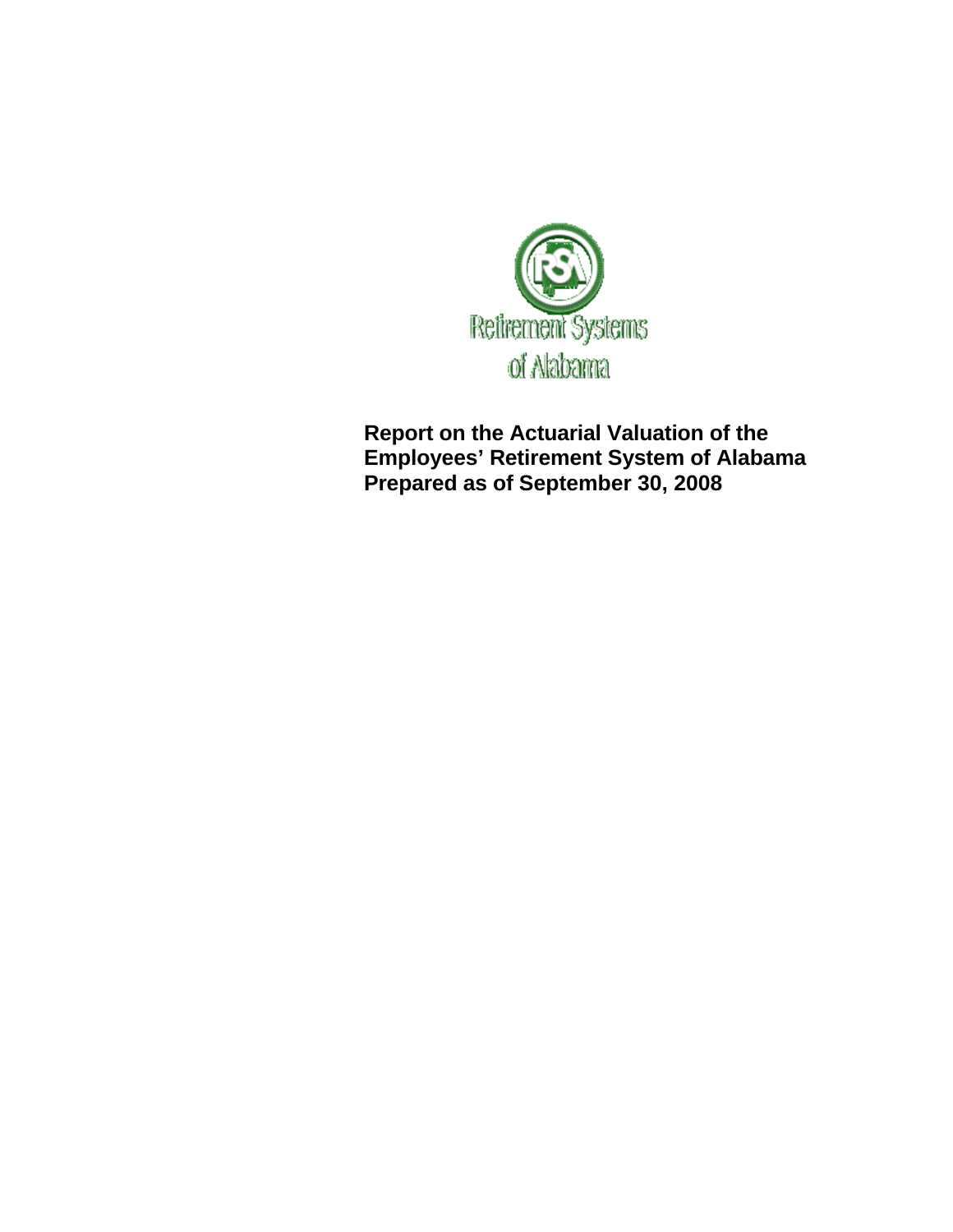Retirement Systems of Alabama

# Report on the Actuarial Valuation of the Employees' Retirement System of Alabama Prepared as of September 30, 2008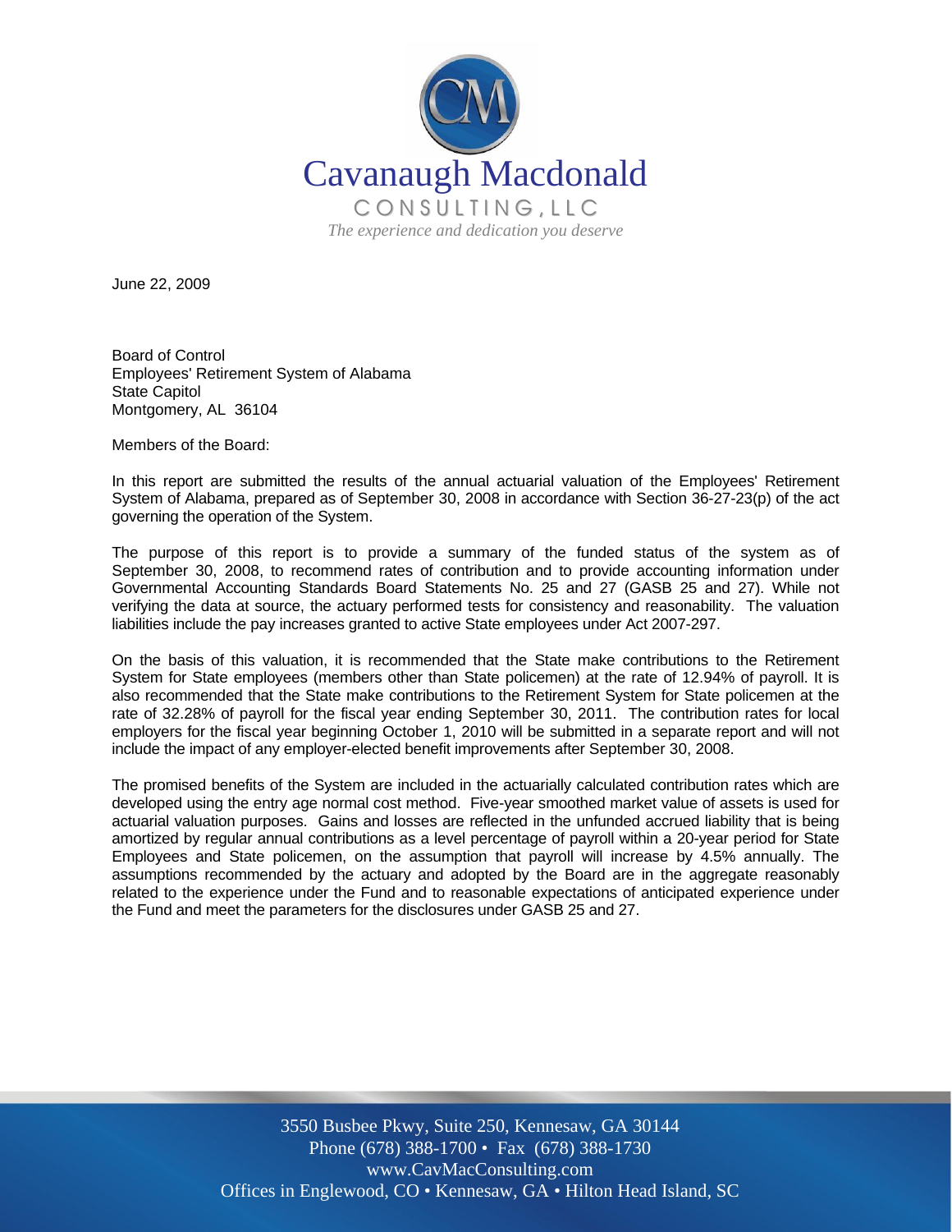June 22, 2009

Board of Control
Employees' Retirement System of Alabama
State Capitol
Montgomery, AL 36104

Members of the Board:

In this report are submitted the results of the annual actuarial valuation of the Employees' Retirement System of Alabama, prepared as of September 30, 2008 in accordance with Section 36-27-23(p) of the act governing the operation of the System.

The purpose of this report is to provide a summary of the funded status of the system as of September 30, 2008, to recommend rates of contribution and to provide accounting information under Governmental Accounting Standards Board Statements No. 25 and 27 (GASB 25 and 27). While not verifying the data at source, the actuary performed tests for consistency and reasonability. The valuation liabilities include the pay increases granted to active State employees under Act 2007-297.

On the basis of this valuation, it is recommended that the State make contributions to the Retirement System for State employees (members other than State policemen) at the rate of 12.94% of payroll. It is also recommended that the State make contributions to the Retirement System for State policemen at the rate of 32.28% of payroll for the fiscal year ending September 30, 2011. The contribution rates for local employers for the fiscal year beginning October 1, 2010 will be submitted in a separate report and will not include the impact of any employer-elected benefit improvements after September 30, 2008.

The promised benefits of the System are included in the actuarially calculated contribution rates which are developed using the entry age normal cost method. Five-year smoothed market value of assets is used for actuarial valuation purposes. Gains and losses are reflected in the unfunded accrued liability that is being amortized by regular annual contributions as a level percentage of payroll within a 20-year period for State Employees and State policemen, on the assumption that payroll will increase by 4.5% annually. The assumptions recommended by the actuary and adopted by the Board are in the aggregate reasonably related to the experience under the Fund and to reasonable expectations of anticipated experience under the Fund and meet the parameters for the disclosures under GASB 25 and 27.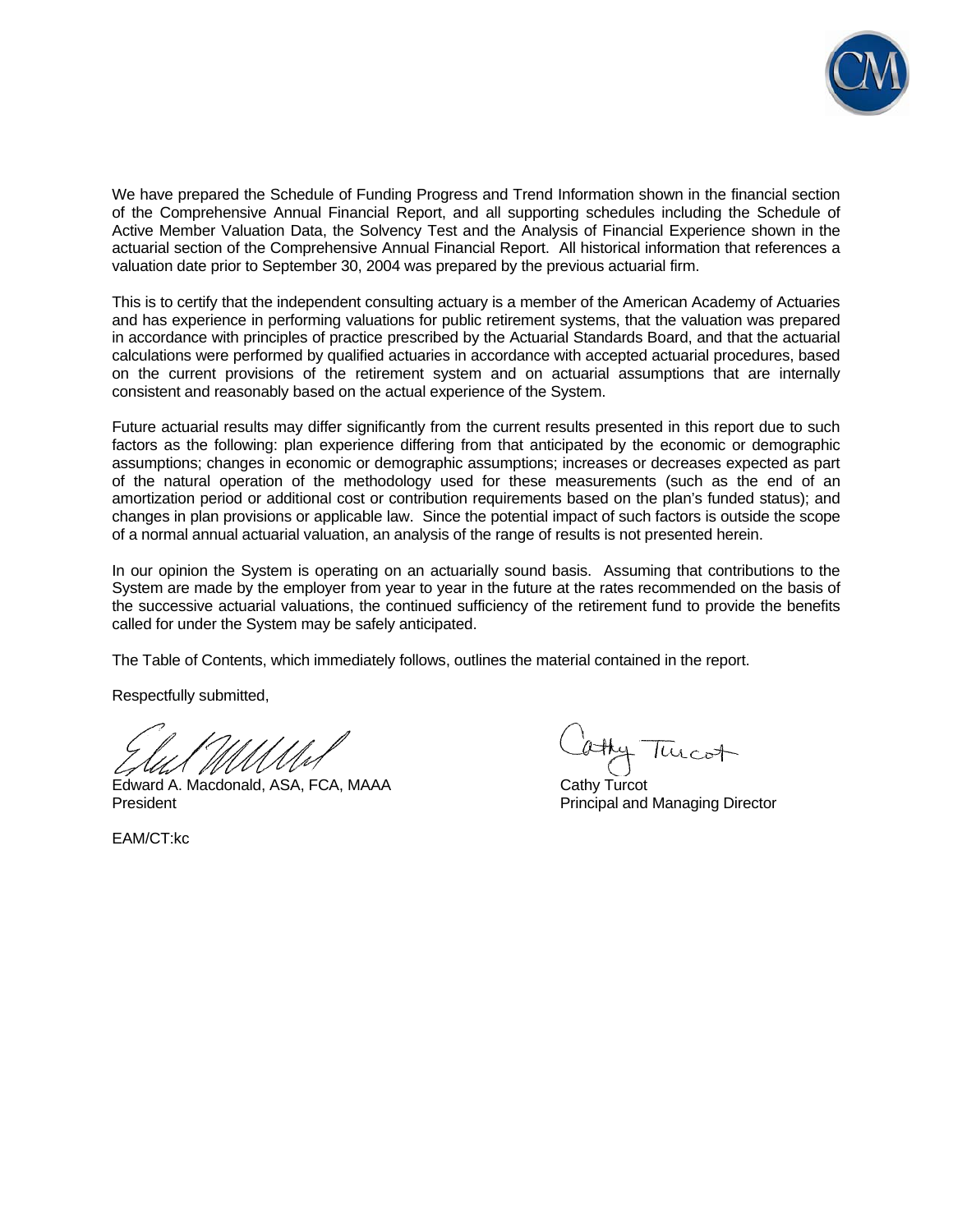We have prepared the Schedule of Funding Progress and Trend Information shown in the financial section of the Comprehensive Annual Financial Report, and all supporting schedules including the Schedule of Active Member Valuation Data, the Solvency Test and the Analysis of Financial Experience shown in the actuarial section of the Comprehensive Annual Financial Report. All historical information that references a valuation date prior to September 30, 2004 was prepared by the previous actuarial firm.

This is to certify that the independent consulting actuary is a member of the American Academy of Actuaries and has experience in performing valuations for public retirement systems, that the valuation was prepared in accordance with principles of practice prescribed by the Actuarial Standards Board, and that the actuarial calculations were performed by qualified actuaries in accordance with accepted actuarial procedures, based on the current provisions of the retirement system and on actuarial assumptions that are internally consistent and reasonably based on the actual experience of the System.

Future actuarial results may differ significantly from the current results presented in this report due to such factors as the following: plan experience differing from that anticipated by the economic or demographic assumptions; changes in economic or demographic assumptions; increases or decreases expected as part of the natural operation of the methodology used for these measurements (such as the end of an amortization period or additional cost or contribution requirements based on the plan's funded status); and changes in plan provisions or applicable law. Since the potential impact of such factors is outside the scope of a normal annual actuarial valuation, an analysis of the range of results is not presented herein.

In our opinion the System is operating on an actuarially sound basis. Assuming that contributions to the System are made by the employer from year to year in the future at the rates recommended on the basis of the successive actuarial valuations, the continued sufficiency of the retirement fund to provide the benefits called for under the System may be safely anticipated.

The Table of Contents, which immediately follows, outlines the material contained in the report.

Respectfully submitted,

Edward A. Macdonald, ASA, FCA, MAAA
President

Cathy Turcot
Principal and Managing Director

EAM/CT:kc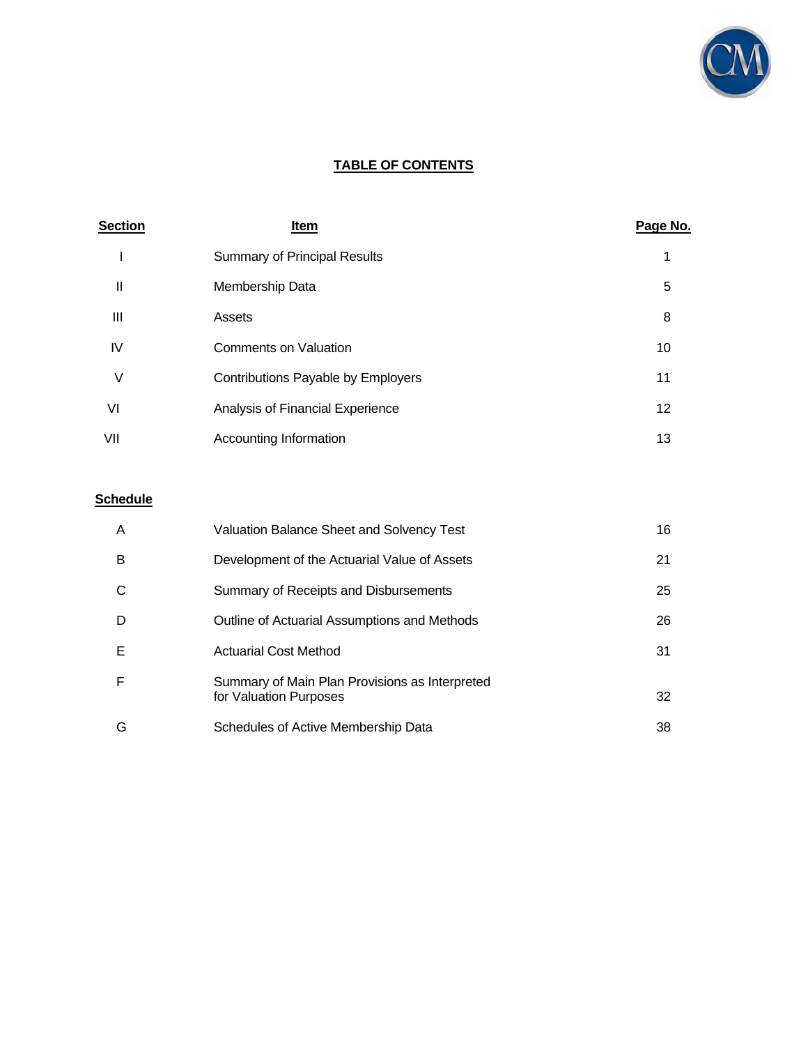# TABLE OF CONTENTS

| Section | Item | Page No. |
|---|---|---|
| I | Summary of Principal Results | 1 |
| II | Membership Data | 5 |
| III | Assets | 8 |
| IV | Comments on Valuation | 10 |
| V | Contributions Payable by Employers | 11 |
| VI | Analysis of Financial Experience | 12 |
| VII | Accounting Information | 13 |

| Schedule | | |
|---|---|---|
| A | Valuation Balance Sheet and Solvency Test | 16 |
| B | Development of the Actuarial Value of Assets | 21 |
| C | Summary of Receipts and Disbursements | 25 |
| D | Outline of Actuarial Assumptions and Methods | 26 |
| E | Actuarial Cost Method | 31 |
| F | Summary of Main Plan Provisions as Interpreted for Valuation Purposes | 32 |
| G | Schedules of Active Membership Data | 38 |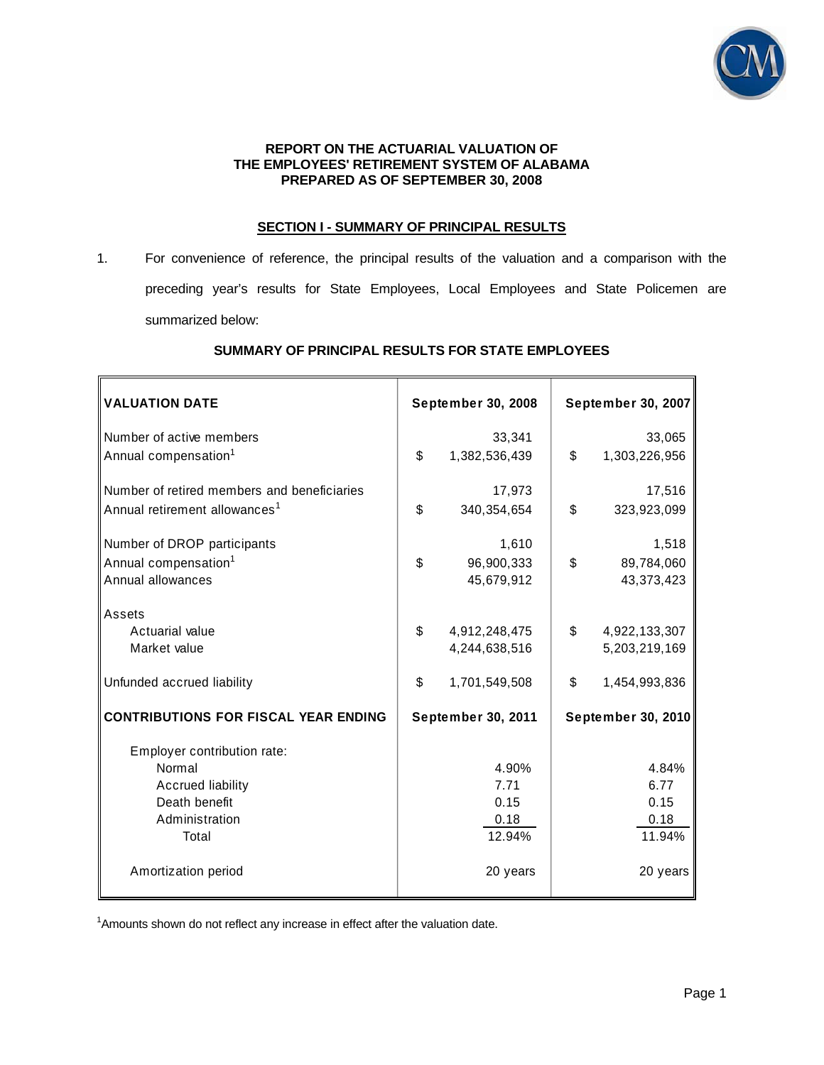**REPORT ON THE ACTUARIAL VALUATION OF**
**THE EMPLOYEES' RETIREMENT SYSTEM OF ALABAMA**
**PREPARED AS OF SEPTEMBER 30, 2008**

## SECTION I - SUMMARY OF PRINCIPAL RESULTS

1. For convenience of reference, the principal results of the valuation and a comparison with the preceding year's results for State Employees, Local Employees and State Policemen are summarized below:

**SUMMARY OF PRINCIPAL RESULTS FOR STATE EMPLOYEES**

| **VALUATION DATE** | **September 30, 2008** | **September 30, 2007** |
|---|---|---|
| Number of active members | 33,341 | 33,065 |
| Annual compensation[1] | $ 1,382,536,439 | $ 1,303,226,956 |
| Number of retired members and beneficiaries | 17,973 | 17,516 |
| Annual retirement allowances[1] | $ 340,354,654 | $ 323,923,099 |
| Number of DROP participants | 1,610 | 1,518 |
| Annual compensation[1] | $ 96,900,333 | $ 89,784,060 |
| Annual allowances | 45,679,912 | 43,373,423 |
| Assets | | |
| Actuarial value | $ 4,912,248,475 | $ 4,922,133,307 |
| Market value | 4,244,638,516 | 5,203,219,169 |
| Unfunded accrued liability | $ 1,701,549,508 | $ 1,454,993,836 |
| **CONTRIBUTIONS FOR FISCAL YEAR ENDING** | **September 30, 2011** | **September 30, 2010** |
| Employer contribution rate: | | |
| Normal | 4.90% | 4.84% |
| Accrued liability | 7.71 | 6.77 |
| Death benefit | 0.15 | 0.15 |
| Administration | 0.18 | 0.18 |
| Total | 12.94% | 11.94% |
| Amortization period | 20 years | 20 years |

[1]Amounts shown do not reflect any increase in effect after the valuation date.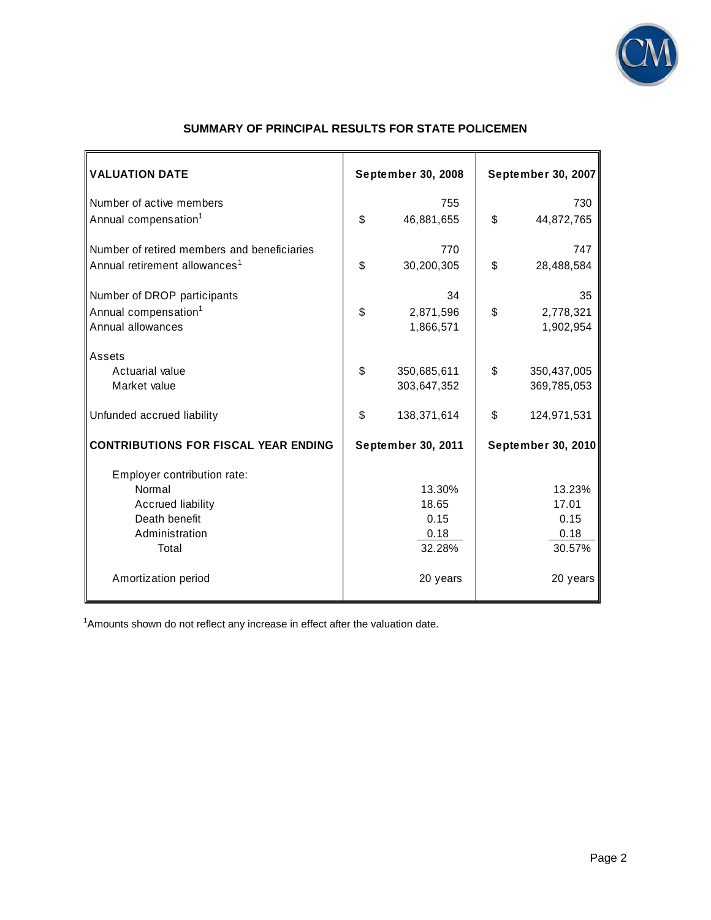## SUMMARY OF PRINCIPAL RESULTS FOR STATE POLICEMEN

| **VALUATION DATE** | **September 30, 2008** | **September 30, 2007** |
|---|---|---|
| Number of active members | 755 | 730 |
| Annual compensation[1] | $ 46,881,655 | $ 44,872,765 |
| Number of retired members and beneficiaries | 770 | 747 |
| Annual retirement allowances[1] | $ 30,200,305 | $ 28,488,584 |
| Number of DROP participants | 34 | 35 |
| Annual compensation[1] | $ 2,871,596 | $ 2,778,321 |
| Annual allowances | 1,866,571 | 1,902,954 |
| Assets | | |
| Actuarial value | $ 350,685,611 | $ 350,437,005 |
| Market value | 303,647,352 | 369,785,053 |
| Unfunded accrued liability | $ 138,371,614 | $ 124,971,531 |
| **CONTRIBUTIONS FOR FISCAL YEAR ENDING** | **September 30, 2011** | **September 30, 2010** |
| Employer contribution rate: | | |
| Normal | 13.30% | 13.23% |
| Accrued liability | 18.65 | 17.01 |
| Death benefit | 0.15 | 0.15 |
| Administration | 0.18 | 0.18 |
| Total | 32.28% | 30.57% |
| Amortization period | 20 years | 20 years |

[1]Amounts shown do not reflect any increase in effect after the valuation date.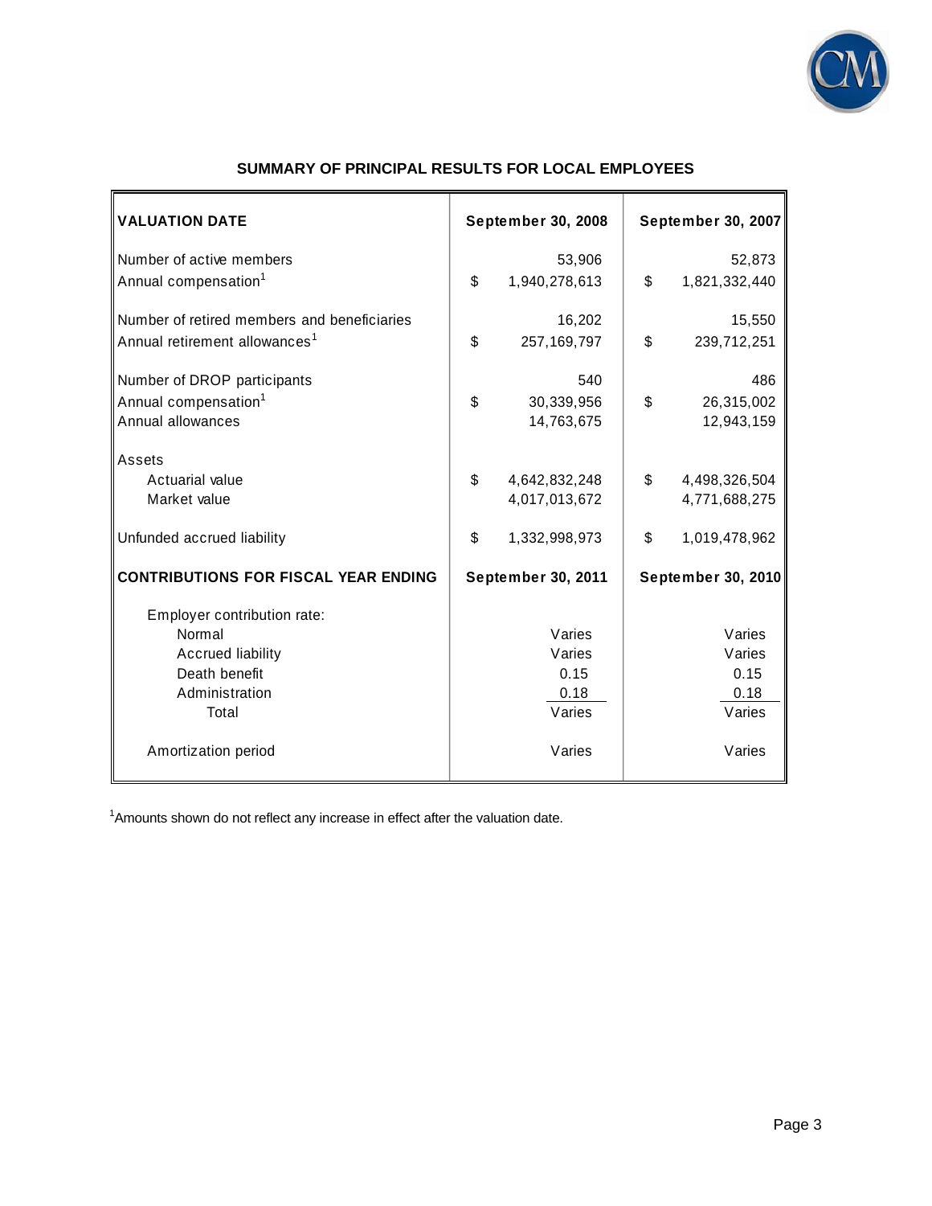## SUMMARY OF PRINCIPAL RESULTS FOR LOCAL EMPLOYEES

| VALUATION DATE | September 30, 2008 | September 30, 2007 |
|---|---|---|
| Number of active members | 53,906 | 52,873 |
| Annual compensation[1] | $ 1,940,278,613 | $ 1,821,332,440 |
| Number of retired members and beneficiaries | 16,202 | 15,550 |
| Annual retirement allowances[1] | $ 257,169,797 | $ 239,712,251 |
| Number of DROP participants | 540 | 486 |
| Annual compensation[1] | $ 30,339,956 | $ 26,315,002 |
| Annual allowances | 14,763,675 | 12,943,159 |
| Assets | | |
| Actuarial value | $ 4,642,832,248 | $ 4,498,326,504 |
| Market value | 4,017,013,672 | 4,771,688,275 |
| Unfunded accrued liability | $ 1,332,998,973 | $ 1,019,478,962 |
| **CONTRIBUTIONS FOR FISCAL YEAR ENDING** | **September 30, 2011** | **September 30, 2010** |
| Employer contribution rate: | | |
| Normal | Varies | Varies |
| Accrued liability | Varies | Varies |
| Death benefit | 0.15 | 0.15 |
| Administration | 0.18 | 0.18 |
| Total | Varies | Varies |
| Amortization period | Varies | Varies |

[1]Amounts shown do not reflect any increase in effect after the valuation date.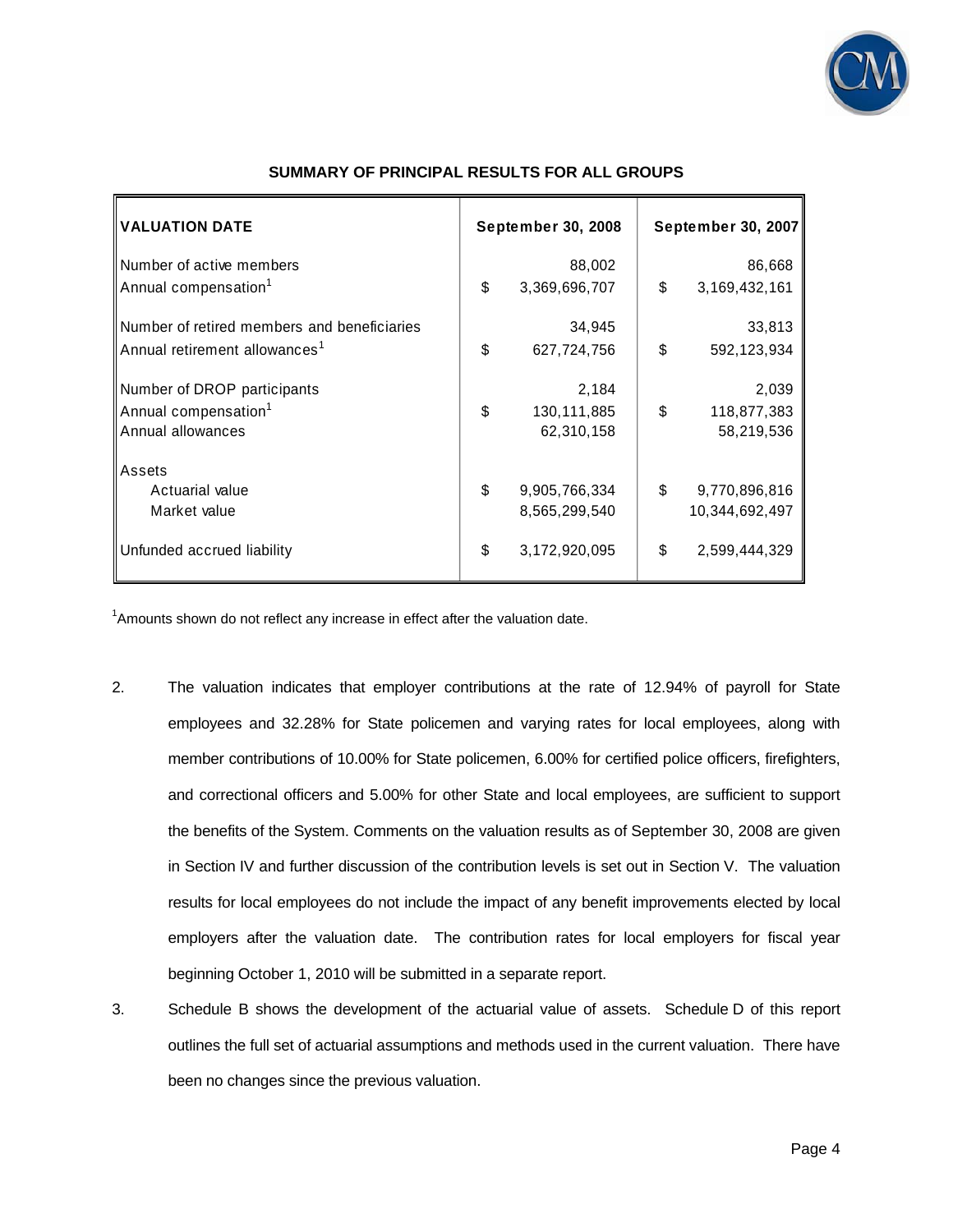## SUMMARY OF PRINCIPAL RESULTS FOR ALL GROUPS

| VALUATION DATE | September 30, 2008 | September 30, 2007 |
|---|---|---|
| Number of active members | 88,002 | 86,668 |
| Annual compensation[1] | $ 3,369,696,707 | $ 3,169,432,161 |
| Number of retired members and beneficiaries | 34,945 | 33,813 |
| Annual retirement allowances[1] | $ 627,724,756 | $ 592,123,934 |
| Number of DROP participants | 2,184 | 2,039 |
| Annual compensation[1] | $ 130,111,885 | $ 118,877,383 |
| Annual allowances | 62,310,158 | 58,219,536 |
| Assets | | |
| Actuarial value | $ 9,905,766,334 | $ 9,770,896,816 |
| Market value | 8,565,299,540 | 10,344,692,497 |
| Unfunded accrued liability | $ 3,172,920,095 | $ 2,599,444,329 |

[1]Amounts shown do not reflect any increase in effect after the valuation date.

2. The valuation indicates that employer contributions at the rate of 12.94% of payroll for State employees and 32.28% for State policemen and varying rates for local employees, along with member contributions of 10.00% for State policemen, 6.00% for certified police officers, firefighters, and correctional officers and 5.00% for other State and local employees, are sufficient to support the benefits of the System. Comments on the valuation results as of September 30, 2008 are given in Section IV and further discussion of the contribution levels is set out in Section V. The valuation results for local employees do not include the impact of any benefit improvements elected by local employers after the valuation date. The contribution rates for local employers for fiscal year beginning October 1, 2010 will be submitted in a separate report.

3. Schedule B shows the development of the actuarial value of assets. Schedule D of this report outlines the full set of actuarial assumptions and methods used in the current valuation. There have been no changes since the previous valuation.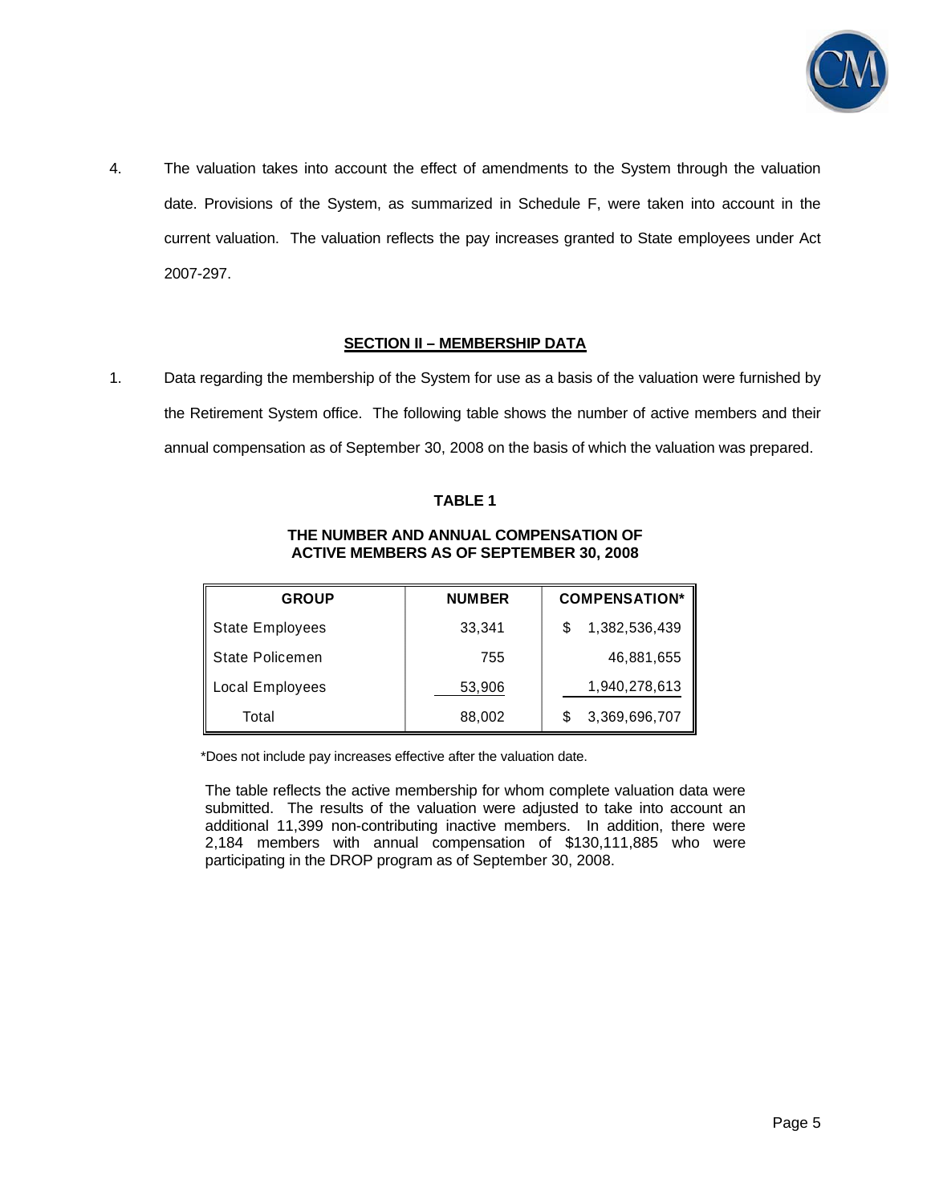4. The valuation takes into account the effect of amendments to the System through the valuation date. Provisions of the System, as summarized in Schedule F, were taken into account in the current valuation. The valuation reflects the pay increases granted to State employees under Act 2007-297.

## SECTION II – MEMBERSHIP DATA

1. Data regarding the membership of the System for use as a basis of the valuation were furnished by the Retirement System office. The following table shows the number of active members and their annual compensation as of September 30, 2008 on the basis of which the valuation was prepared.

### TABLE 1

**THE NUMBER AND ANNUAL COMPENSATION OF ACTIVE MEMBERS AS OF SEPTEMBER 30, 2008**

| GROUP | NUMBER | COMPENSATION* |
|---|---|---|
| State Employees | 33,341 | $ 1,382,536,439 |
| State Policemen | 755 | 46,881,655 |
| Local Employees | 53,906 | 1,940,278,613 |
| Total | 88,002 | $ 3,369,696,707 |

*Does not include pay increases effective after the valuation date.

The table reflects the active membership for whom complete valuation data were submitted. The results of the valuation were adjusted to take into account an additional 11,399 non-contributing inactive members. In addition, there were 2,184 members with annual compensation of $130,111,885 who were participating in the DROP program as of September 30, 2008.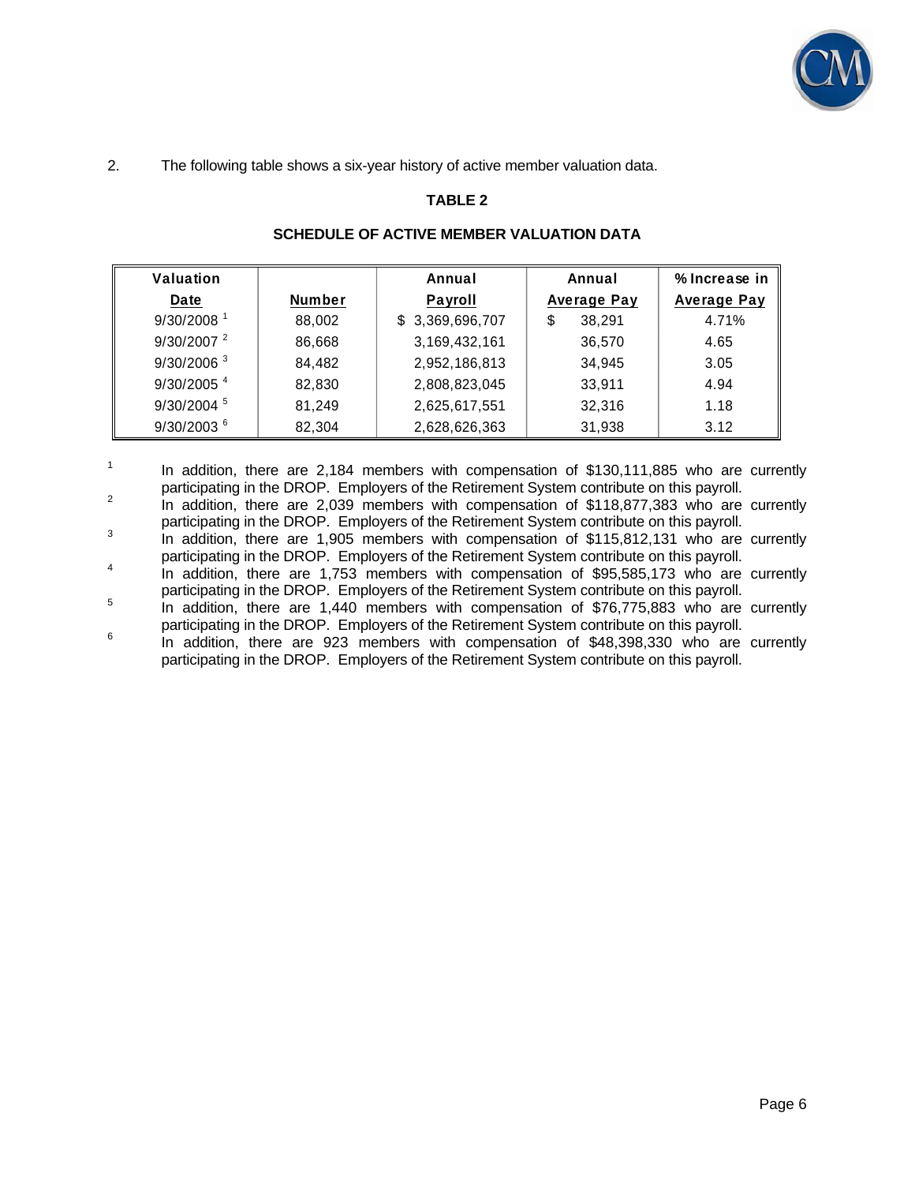2. The following table shows a six-year history of active member valuation data.

**TABLE 2**

**SCHEDULE OF ACTIVE MEMBER VALUATION DATA**

| Valuation Date | Number | Annual Payroll | Annual Average Pay | % Increase in Average Pay |
|---|---|---|---|---|
| 9/30/2008 [1] | 88,002 | $ 3,369,696,707 | $ 38,291 | 4.71% |
| 9/30/2007 [2] | 86,668 | 3,169,432,161 | 36,570 | 4.65 |
| 9/30/2006 [3] | 84,482 | 2,952,186,813 | 34,945 | 3.05 |
| 9/30/2005 [4] | 82,830 | 2,808,823,045 | 33,911 | 4.94 |
| 9/30/2004 [5] | 81,249 | 2,625,617,551 | 32,316 | 1.18 |
| 9/30/2003 [6] | 82,304 | 2,628,626,363 | 31,938 | 3.12 |

[1] In addition, there are 2,184 members with compensation of $130,111,885 who are currently participating in the DROP. Employers of the Retirement System contribute on this payroll.

[2] In addition, there are 2,039 members with compensation of $118,877,383 who are currently participating in the DROP. Employers of the Retirement System contribute on this payroll.

[3] In addition, there are 1,905 members with compensation of $115,812,131 who are currently participating in the DROP. Employers of the Retirement System contribute on this payroll.

[4] In addition, there are 1,753 members with compensation of $95,585,173 who are currently participating in the DROP. Employers of the Retirement System contribute on this payroll.

[5] In addition, there are 1,440 members with compensation of $76,775,883 who are currently participating in the DROP. Employers of the Retirement System contribute on this payroll.

[6] In addition, there are 923 members with compensation of $48,398,330 who are currently participating in the DROP. Employers of the Retirement System contribute on this payroll.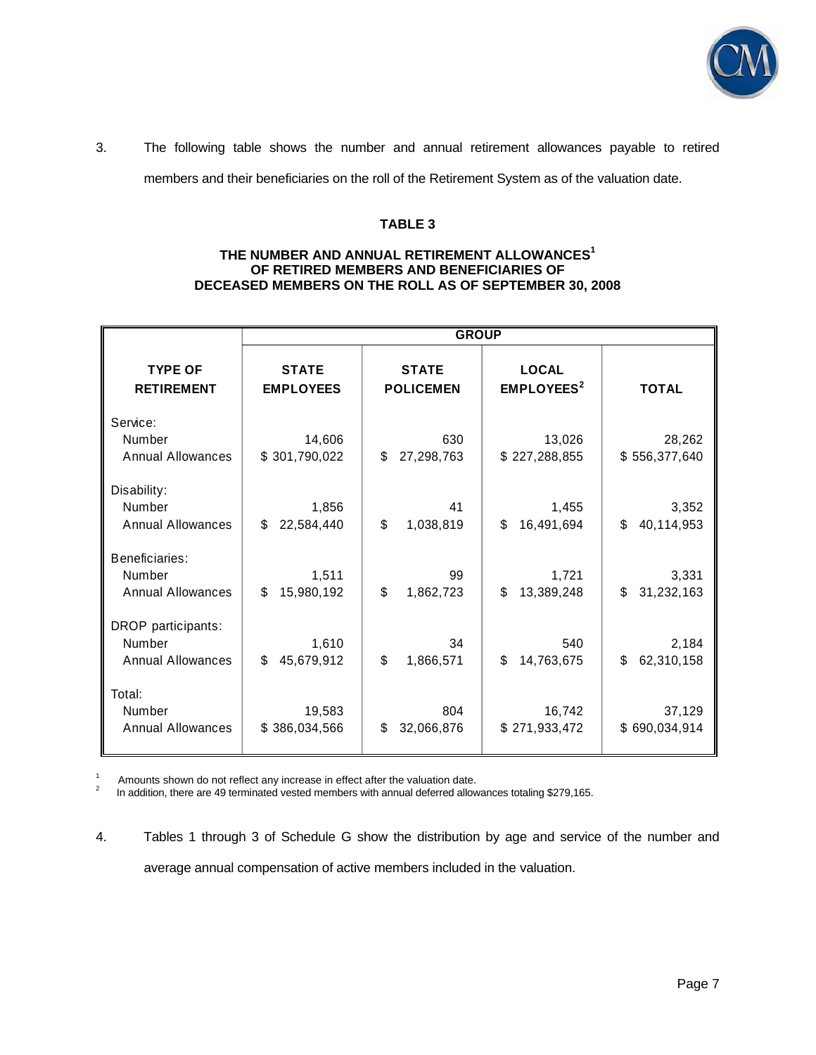3. The following table shows the number and annual retirement allowances payable to retired members and their beneficiaries on the roll of the Retirement System as of the valuation date.

**TABLE 3**

**THE NUMBER AND ANNUAL RETIREMENT ALLOWANCES[1] OF RETIRED MEMBERS AND BENEFICIARIES OF DECEASED MEMBERS ON THE ROLL AS OF SEPTEMBER 30, 2008**

| TYPE OF RETIREMENT | GROUP | | | |
|---|---|---|---|---|
| | STATE EMPLOYEES | STATE POLICEMEN | LOCAL EMPLOYEES[2] | TOTAL |
| Service: | | | | |
| Number | 14,606 | 630 | 13,026 | 28,262 |
| Annual Allowances | $ 301,790,022 | $ 27,298,763 | $ 227,288,855 | $ 556,377,640 |
| Disability: | | | | |
| Number | 1,856 | 41 | 1,455 | 3,352 |
| Annual Allowances | $ 22,584,440 | $ 1,038,819 | $ 16,491,694 | $ 40,114,953 |
| Beneficiaries: | | | | |
| Number | 1,511 | 99 | 1,721 | 3,331 |
| Annual Allowances | $ 15,980,192 | $ 1,862,723 | $ 13,389,248 | $ 31,232,163 |
| DROP participants: | | | | |
| Number | 1,610 | 34 | 540 | 2,184 |
| Annual Allowances | $ 45,679,912 | $ 1,866,571 | $ 14,763,675 | $ 62,310,158 |
| Total: | | | | |
| Number | 19,583 | 804 | 16,742 | 37,129 |
| Annual Allowances | $ 386,034,566 | $ 32,066,876 | $ 271,933,472 | $ 690,034,914 |

[1] Amounts shown do not reflect any increase in effect after the valuation date.

[2] In addition, there are 49 terminated vested members with annual deferred allowances totaling $279,165.

4. Tables 1 through 3 of Schedule G show the distribution by age and service of the number and average annual compensation of active members included in the valuation.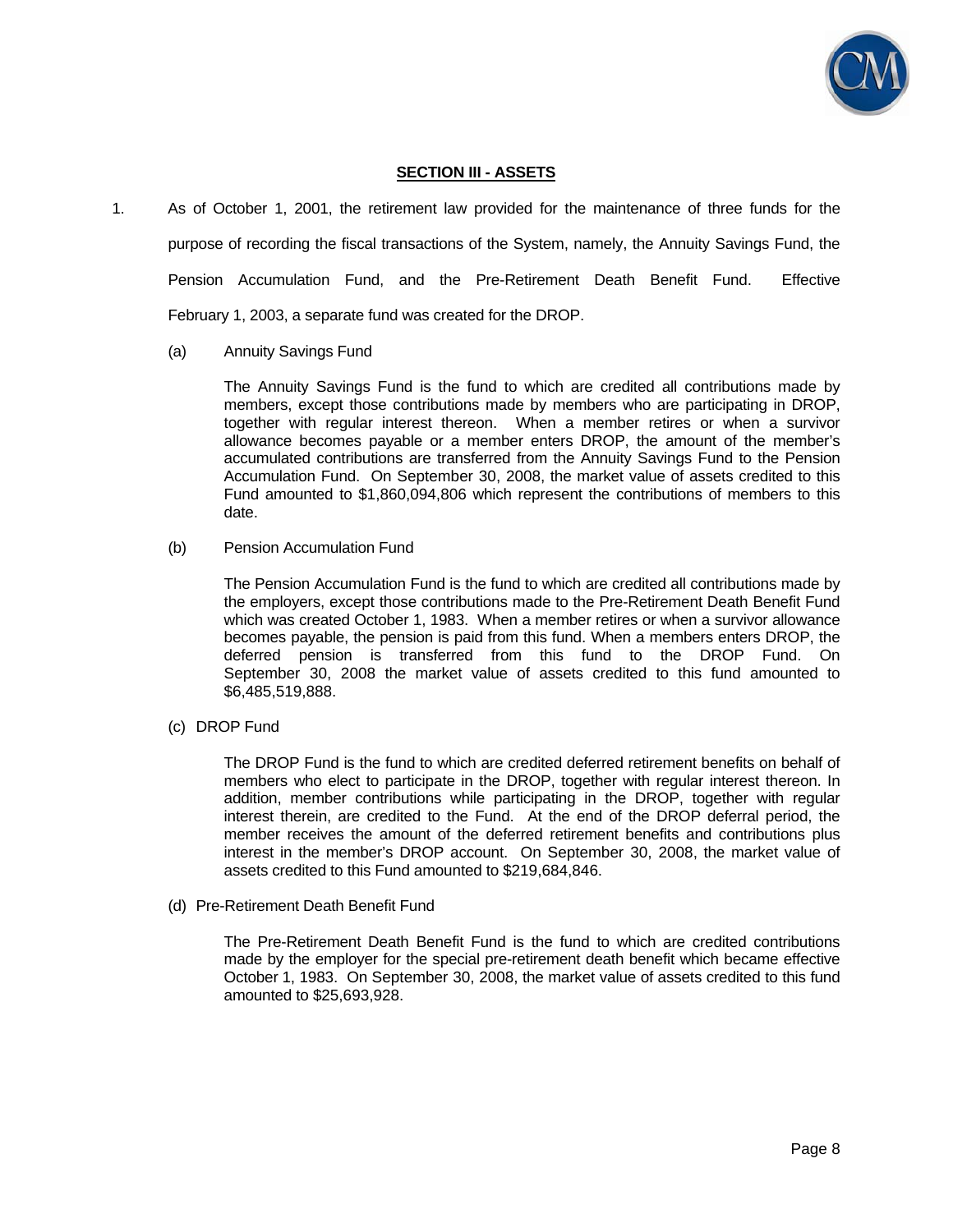## SECTION III - ASSETS

1. As of October 1, 2001, the retirement law provided for the maintenance of three funds for the purpose of recording the fiscal transactions of the System, namely, the Annuity Savings Fund, the Pension Accumulation Fund, and the Pre-Retirement Death Benefit Fund. Effective February 1, 2003, a separate fund was created for the DROP.

   (a) Annuity Savings Fund

   The Annuity Savings Fund is the fund to which are credited all contributions made by members, except those contributions made by members who are participating in DROP, together with regular interest thereon. When a member retires or when a survivor allowance becomes payable or a member enters DROP, the amount of the member's accumulated contributions are transferred from the Annuity Savings Fund to the Pension Accumulation Fund. On September 30, 2008, the market value of assets credited to this Fund amounted to $1,860,094,806 which represent the contributions of members to this date.

   (b) Pension Accumulation Fund

   The Pension Accumulation Fund is the fund to which are credited all contributions made by the employers, except those contributions made to the Pre-Retirement Death Benefit Fund which was created October 1, 1983. When a member retires or when a survivor allowance becomes payable, the pension is paid from this fund. When a members enters DROP, the deferred pension is transferred from this fund to the DROP Fund. On September 30, 2008 the market value of assets credited to this fund amounted to $6,485,519,888.

   (c) DROP Fund

   The DROP Fund is the fund to which are credited deferred retirement benefits on behalf of members who elect to participate in the DROP, together with regular interest thereon. In addition, member contributions while participating in the DROP, together with regular interest therein, are credited to the Fund. At the end of the DROP deferral period, the member receives the amount of the deferred retirement benefits and contributions plus interest in the member's DROP account. On September 30, 2008, the market value of assets credited to this Fund amounted to $219,684,846.

   (d) Pre-Retirement Death Benefit Fund

   The Pre-Retirement Death Benefit Fund is the fund to which are credited contributions made by the employer for the special pre-retirement death benefit which became effective October 1, 1983. On September 30, 2008, the market value of assets credited to this fund amounted to $25,693,928.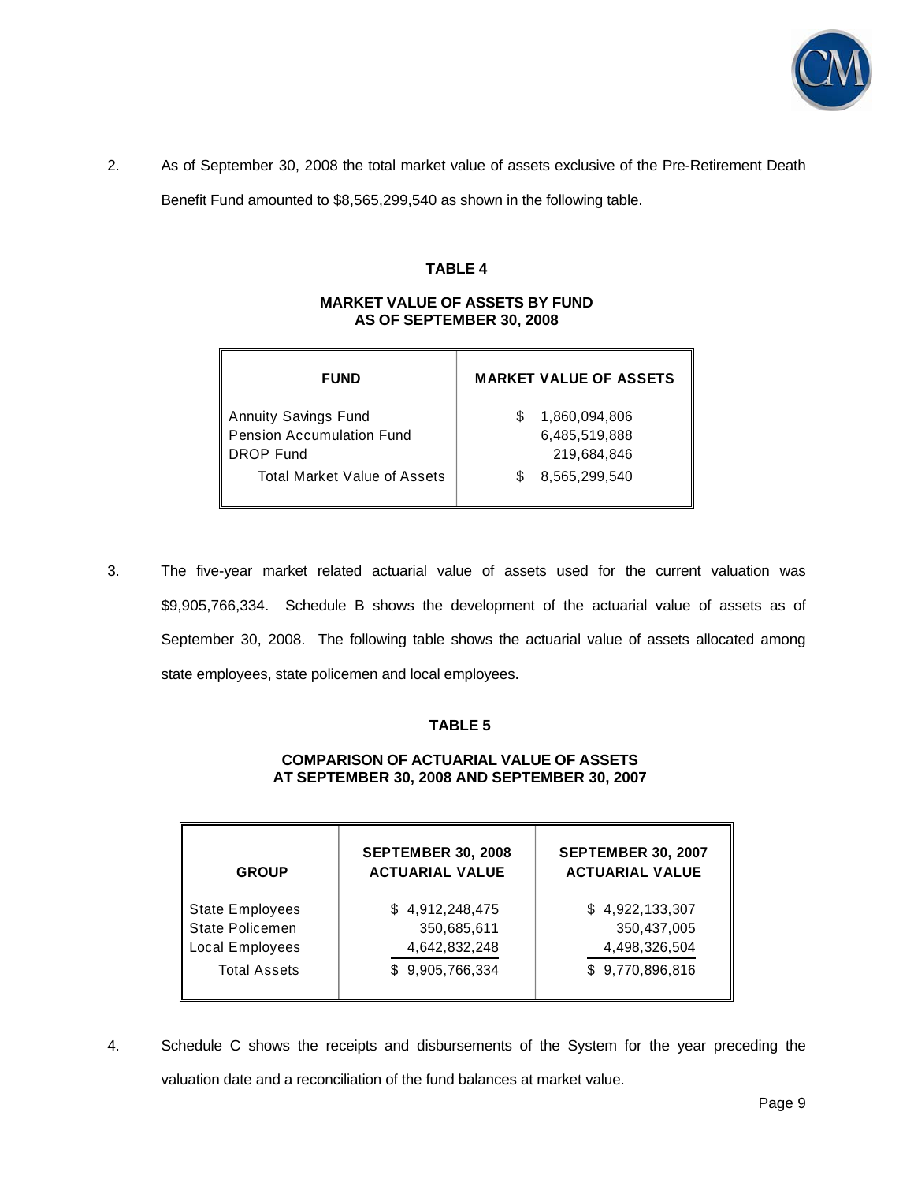2. As of September 30, 2008 the total market value of assets exclusive of the Pre-Retirement Death Benefit Fund amounted to $8,565,299,540 as shown in the following table.

**TABLE 4**

**MARKET VALUE OF ASSETS BY FUND AS OF SEPTEMBER 30, 2008**

| FUND | MARKET VALUE OF ASSETS |
|---|---|
| Annuity Savings Fund | $ 1,860,094,806 |
| Pension Accumulation Fund | 6,485,519,888 |
| DROP Fund | 219,684,846 |
| Total Market Value of Assets | $ 8,565,299,540 |

3. The five-year market related actuarial value of assets used for the current valuation was $9,905,766,334. Schedule B shows the development of the actuarial value of assets as of September 30, 2008. The following table shows the actuarial value of assets allocated among state employees, state policemen and local employees.

**TABLE 5**

**COMPARISON OF ACTUARIAL VALUE OF ASSETS AT SEPTEMBER 30, 2008 AND SEPTEMBER 30, 2007**

| GROUP | SEPTEMBER 30, 2008 ACTUARIAL VALUE | SEPTEMBER 30, 2007 ACTUARIAL VALUE |
|---|---|---|
| State Employees | $ 4,912,248,475 | $ 4,922,133,307 |
| State Policemen | 350,685,611 | 350,437,005 |
| Local Employees | 4,642,832,248 | 4,498,326,504 |
| Total Assets | $ 9,905,766,334 | $ 9,770,896,816 |

4. Schedule C shows the receipts and disbursements of the System for the year preceding the valuation date and a reconciliation of the fund balances at market value.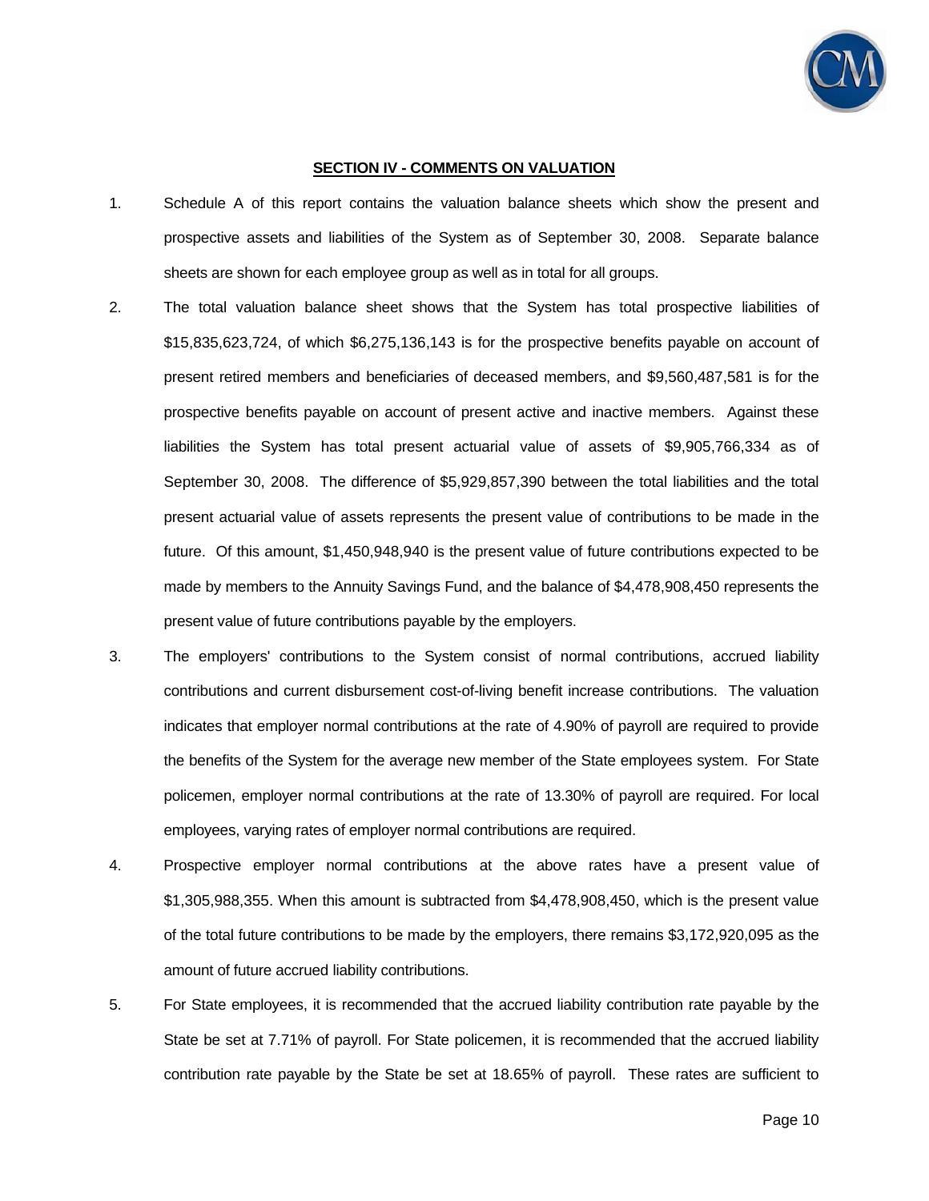## SECTION IV - COMMENTS ON VALUATION

1. Schedule A of this report contains the valuation balance sheets which show the present and prospective assets and liabilities of the System as of September 30, 2008. Separate balance sheets are shown for each employee group as well as in total for all groups.

2. The total valuation balance sheet shows that the System has total prospective liabilities of $15,835,623,724, of which $6,275,136,143 is for the prospective benefits payable on account of present retired members and beneficiaries of deceased members, and $9,560,487,581 is for the prospective benefits payable on account of present active and inactive members. Against these liabilities the System has total present actuarial value of assets of $9,905,766,334 as of September 30, 2008. The difference of $5,929,857,390 between the total liabilities and the total present actuarial value of assets represents the present value of contributions to be made in the future. Of this amount, $1,450,948,940 is the present value of future contributions expected to be made by members to the Annuity Savings Fund, and the balance of $4,478,908,450 represents the present value of future contributions payable by the employers.

3. The employers' contributions to the System consist of normal contributions, accrued liability contributions and current disbursement cost-of-living benefit increase contributions. The valuation indicates that employer normal contributions at the rate of 4.90% of payroll are required to provide the benefits of the System for the average new member of the State employees system. For State policemen, employer normal contributions at the rate of 13.30% of payroll are required. For local employees, varying rates of employer normal contributions are required.

4. Prospective employer normal contributions at the above rates have a present value of $1,305,988,355. When this amount is subtracted from $4,478,908,450, which is the present value of the total future contributions to be made by the employers, there remains $3,172,920,095 as the amount of future accrued liability contributions.

5. For State employees, it is recommended that the accrued liability contribution rate payable by the State be set at 7.71% of payroll. For State policemen, it is recommended that the accrued liability contribution rate payable by the State be set at 18.65% of payroll. These rates are sufficient to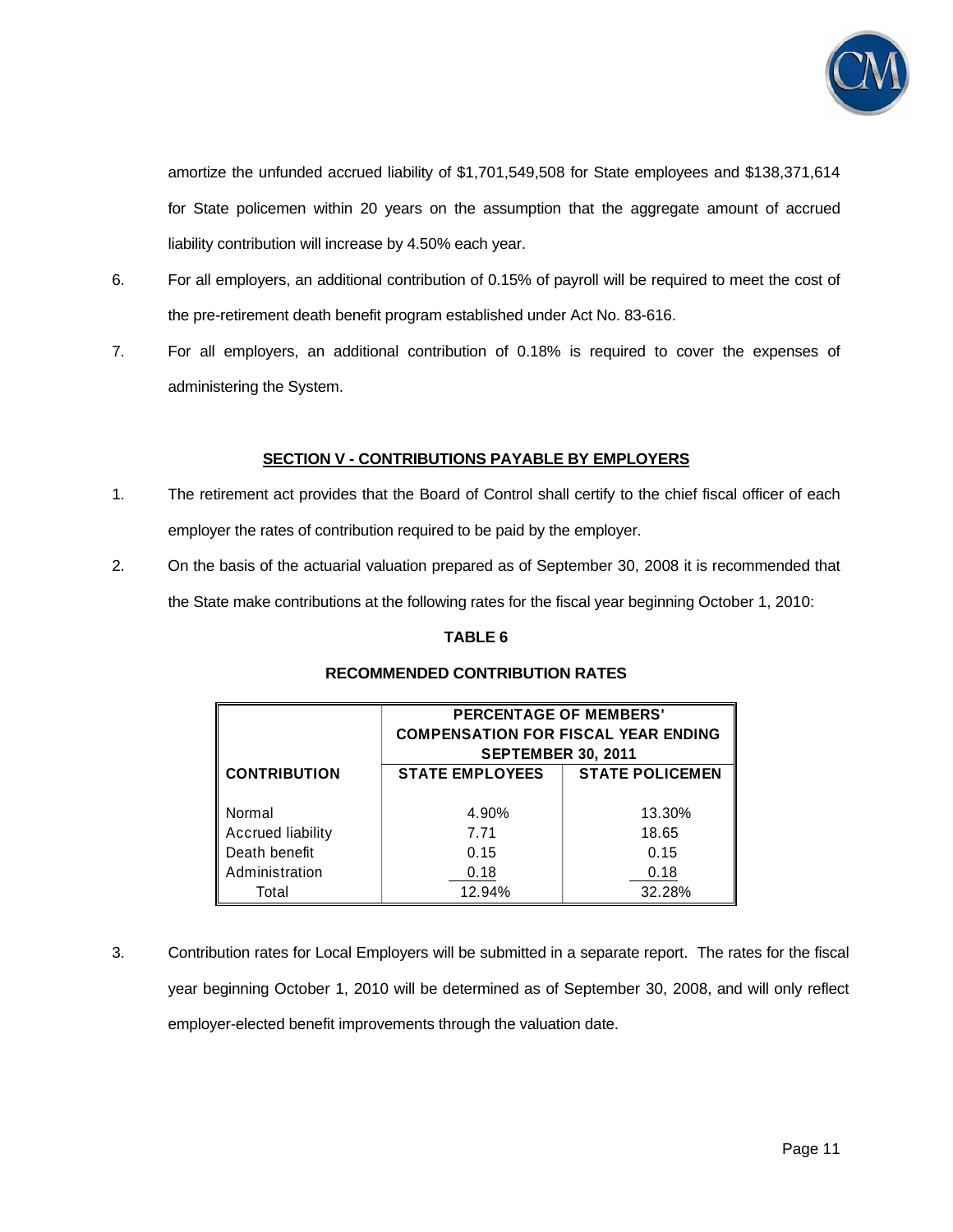amortize the unfunded accrued liability of $1,701,549,508 for State employees and $138,371,614 for State policemen within 20 years on the assumption that the aggregate amount of accrued liability contribution will increase by 4.50% each year.

6. For all employers, an additional contribution of 0.15% of payroll will be required to meet the cost of the pre-retirement death benefit program established under Act No. 83-616.

7. For all employers, an additional contribution of 0.18% is required to cover the expenses of administering the System.

## SECTION V - CONTRIBUTIONS PAYABLE BY EMPLOYERS

1. The retirement act provides that the Board of Control shall certify to the chief fiscal officer of each employer the rates of contribution required to be paid by the employer.

2. On the basis of the actuarial valuation prepared as of September 30, 2008 it is recommended that the State make contributions at the following rates for the fiscal year beginning October 1, 2010:

**TABLE 6**

**RECOMMENDED CONTRIBUTION RATES**

| | PERCENTAGE OF MEMBERS' COMPENSATION FOR FISCAL YEAR ENDING SEPTEMBER 30, 2011 | |
|---|---|---|
| **CONTRIBUTION** | **STATE EMPLOYEES** | **STATE POLICEMEN** |
| Normal | 4.90% | 13.30% |
| Accrued liability | 7.71 | 18.65 |
| Death benefit | 0.15 | 0.15 |
| Administration | 0.18 | 0.18 |
| Total | 12.94% | 32.28% |

3. Contribution rates for Local Employers will be submitted in a separate report. The rates for the fiscal year beginning October 1, 2010 will be determined as of September 30, 2008, and will only reflect employer-elected benefit improvements through the valuation date.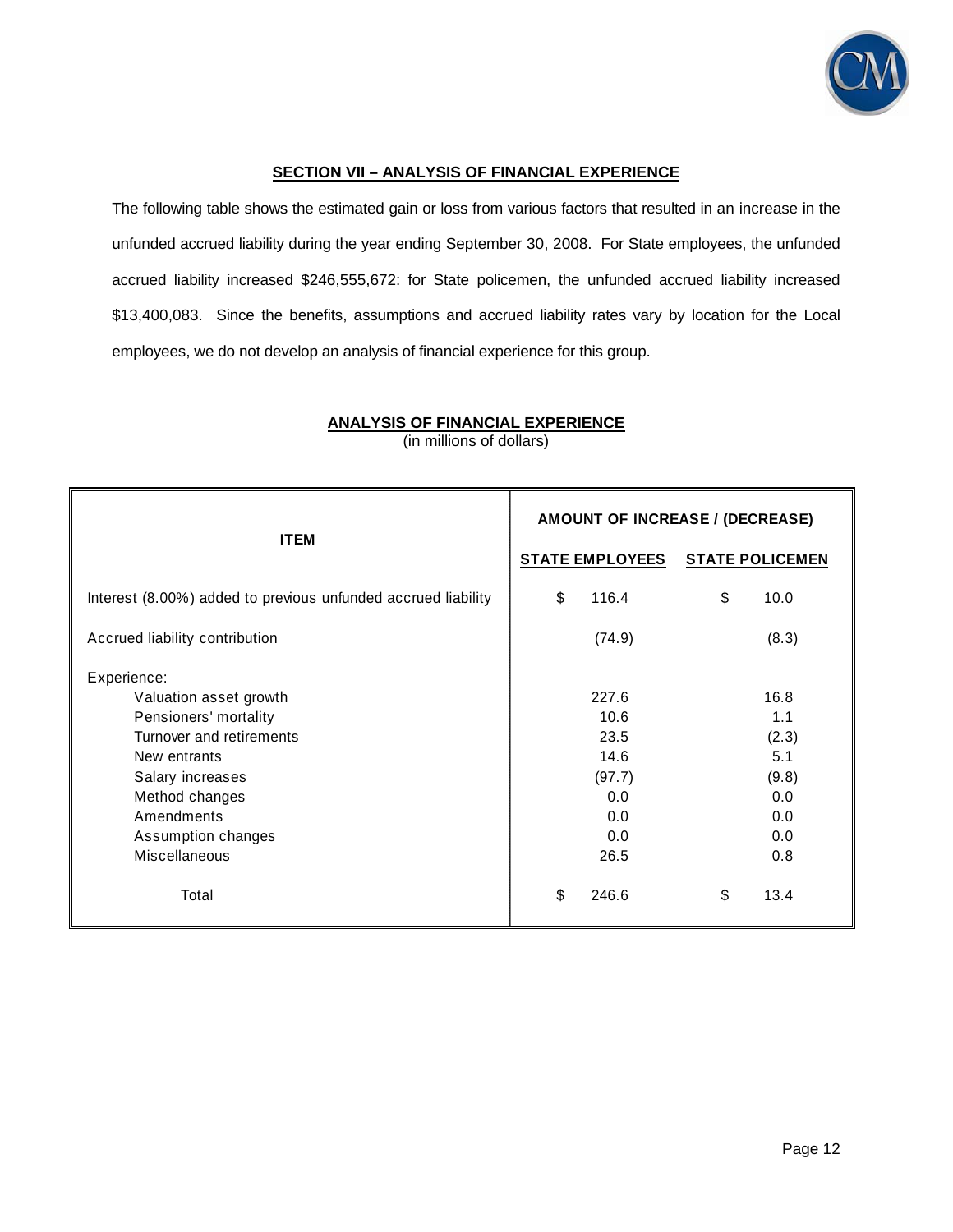## SECTION VII – ANALYSIS OF FINANCIAL EXPERIENCE

The following table shows the estimated gain or loss from various factors that resulted in an increase in the unfunded accrued liability during the year ending September 30, 2008. For State employees, the unfunded accrued liability increased $246,555,672: for State policemen, the unfunded accrued liability increased $13,400,083. Since the benefits, assumptions and accrued liability rates vary by location for the Local employees, we do not develop an analysis of financial experience for this group.

### ANALYSIS OF FINANCIAL EXPERIENCE

(in millions of dollars)

| ITEM | AMOUNT OF INCREASE / (DECREASE) | |
|---|---|---|
| | **STATE EMPLOYEES** | **STATE POLICEMEN** |
| Interest (8.00%) added to previous unfunded accrued liability | $ 116.4 | $ 10.0 |
| Accrued liability contribution | (74.9) | (8.3) |
| Experience: | | |
| Valuation asset growth | 227.6 | 16.8 |
| Pensioners' mortality | 10.6 | 1.1 |
| Turnover and retirements | 23.5 | (2.3) |
| New entrants | 14.6 | 5.1 |
| Salary increases | (97.7) | (9.8) |
| Method changes | 0.0 | 0.0 |
| Amendments | 0.0 | 0.0 |
| Assumption changes | 0.0 | 0.0 |
| Miscellaneous | 26.5 | 0.8 |
| Total | $ 246.6 | $ 13.4 |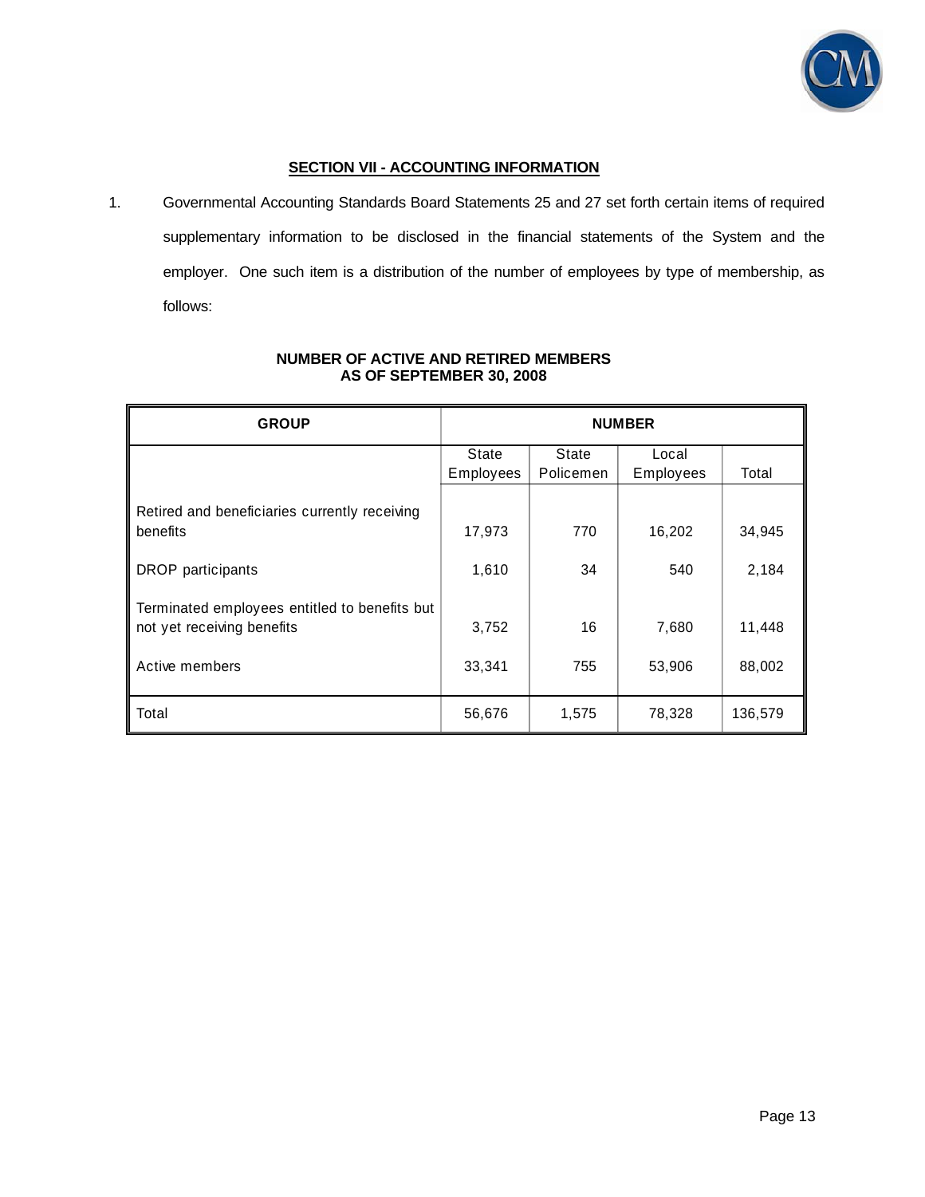## SECTION VII - ACCOUNTING INFORMATION

1. Governmental Accounting Standards Board Statements 25 and 27 set forth certain items of required supplementary information to be disclosed in the financial statements of the System and the employer. One such item is a distribution of the number of employees by type of membership, as follows:

**NUMBER OF ACTIVE AND RETIRED MEMBERS**
**AS OF SEPTEMBER 30, 2008**

| GROUP | NUMBER | | | |
|---|---|---|---|---|
| | State Employees | State Policemen | Local Employees | Total |
| Retired and beneficiaries currently receiving benefits | 17,973 | 770 | 16,202 | 34,945 |
| DROP participants | 1,610 | 34 | 540 | 2,184 |
| Terminated employees entitled to benefits but not yet receiving benefits | 3,752 | 16 | 7,680 | 11,448 |
| Active members | 33,341 | 755 | 53,906 | 88,002 |
| Total | 56,676 | 1,575 | 78,328 | 136,579 |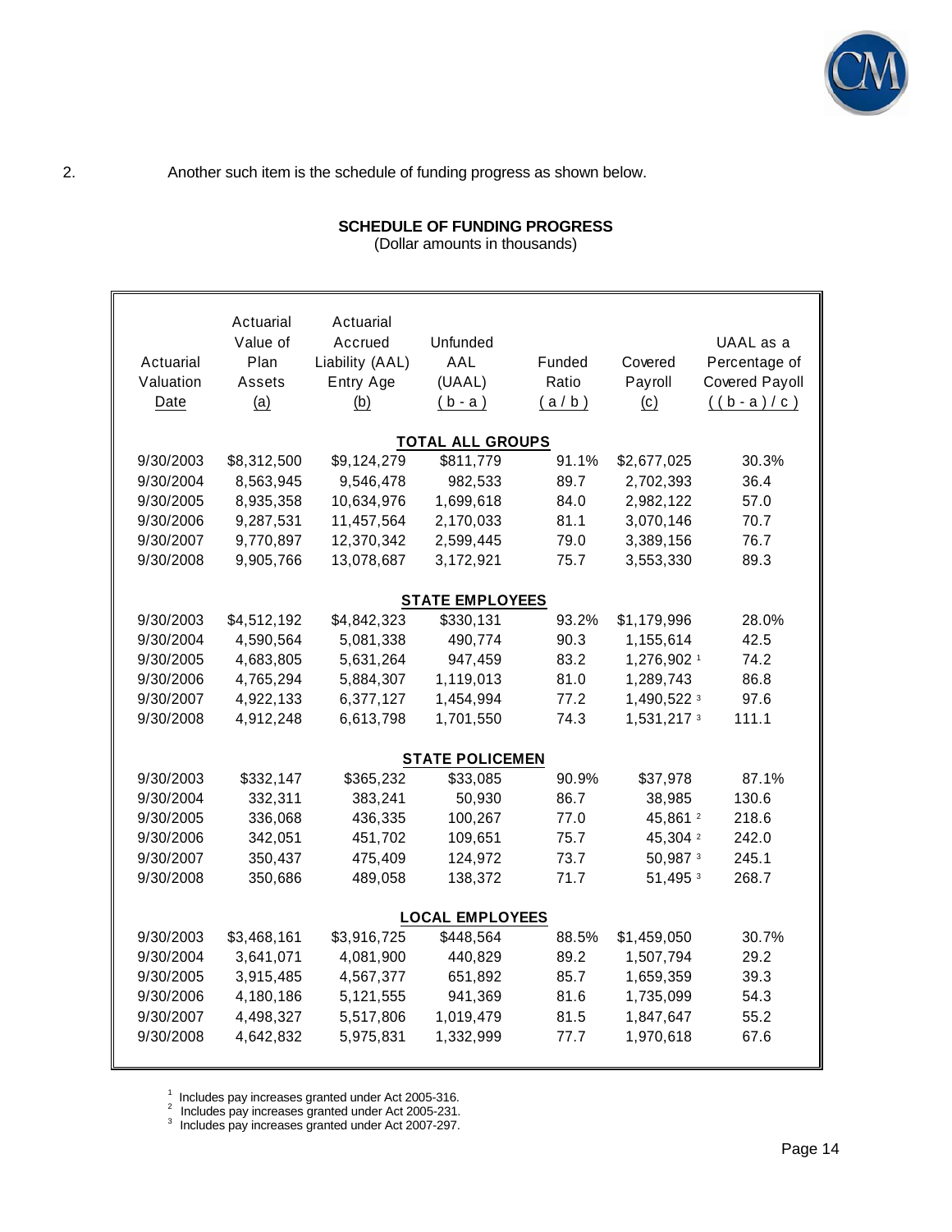2. Another such item is the schedule of funding progress as shown below.

**SCHEDULE OF FUNDING PROGRESS**
(Dollar amounts in thousands)

| Actuarial Valuation Date | Actuarial Value of Plan Assets (a) | Actuarial Accrued Liability (AAL) Entry Age (b) | Unfunded AAL (UAAL) (b - a) | Funded Ratio (a / b) | Covered Payroll (c) | UAAL as a Percentage of Covered Payroll ((b - a) / c) |
|---|---|---|---|---|---|---|
| | | | **TOTAL ALL GROUPS** | | | |
| 9/30/2003 | $8,312,500 | $9,124,279 | $811,779 | 91.1% | $2,677,025 | 30.3% |
| 9/30/2004 | 8,563,945 | 9,546,478 | 982,533 | 89.7 | 2,702,393 | 36.4 |
| 9/30/2005 | 8,935,358 | 10,634,976 | 1,699,618 | 84.0 | 2,982,122 | 57.0 |
| 9/30/2006 | 9,287,531 | 11,457,564 | 2,170,033 | 81.1 | 3,070,146 | 70.7 |
| 9/30/2007 | 9,770,897 | 12,370,342 | 2,599,445 | 79.0 | 3,389,156 | 76.7 |
| 9/30/2008 | 9,905,766 | 13,078,687 | 3,172,921 | 75.7 | 3,553,330 | 89.3 |
| | | | **STATE EMPLOYEES** | | | |
| 9/30/2003 | $4,512,192 | $4,842,323 | $330,131 | 93.2% | $1,179,996 | 28.0% |
| 9/30/2004 | 4,590,564 | 5,081,338 | 490,774 | 90.3 | 1,155,614 | 42.5 |
| 9/30/2005 | 4,683,805 | 5,631,264 | 947,459 | 83.2 | 1,276,902 [1] | 74.2 |
| 9/30/2006 | 4,765,294 | 5,884,307 | 1,119,013 | 81.0 | 1,289,743 | 86.8 |
| 9/30/2007 | 4,922,133 | 6,377,127 | 1,454,994 | 77.2 | 1,490,522 [3] | 97.6 |
| 9/30/2008 | 4,912,248 | 6,613,798 | 1,701,550 | 74.3 | 1,531,217 [3] | 111.1 |
| | | | **STATE POLICEMEN** | | | |
| 9/30/2003 | $332,147 | $365,232 | $33,085 | 90.9% | $37,978 | 87.1% |
| 9/30/2004 | 332,311 | 383,241 | 50,930 | 86.7 | 38,985 | 130.6 |
| 9/30/2005 | 336,068 | 436,335 | 100,267 | 77.0 | 45,861 [2] | 218.6 |
| 9/30/2006 | 342,051 | 451,702 | 109,651 | 75.7 | 45,304 [2] | 242.0 |
| 9/30/2007 | 350,437 | 475,409 | 124,972 | 73.7 | 50,987 [3] | 245.1 |
| 9/30/2008 | 350,686 | 489,058 | 138,372 | 71.7 | 51,495 [3] | 268.7 |
| | | | **LOCAL EMPLOYEES** | | | |
| 9/30/2003 | $3,468,161 | $3,916,725 | $448,564 | 88.5% | $1,459,050 | 30.7% |
| 9/30/2004 | 3,641,071 | 4,081,900 | 440,829 | 89.2 | 1,507,794 | 29.2 |
| 9/30/2005 | 3,915,485 | 4,567,377 | 651,892 | 85.7 | 1,659,359 | 39.3 |
| 9/30/2006 | 4,180,186 | 5,121,555 | 941,369 | 81.6 | 1,735,099 | 54.3 |
| 9/30/2007 | 4,498,327 | 5,517,806 | 1,019,479 | 81.5 | 1,847,647 | 55.2 |
| 9/30/2008 | 4,642,832 | 5,975,831 | 1,332,999 | 77.7 | 1,970,618 | 67.6 |

[1] Includes pay increases granted under Act 2005-316.
[2] Includes pay increases granted under Act 2005-231.
[3] Includes pay increases granted under Act 2007-297.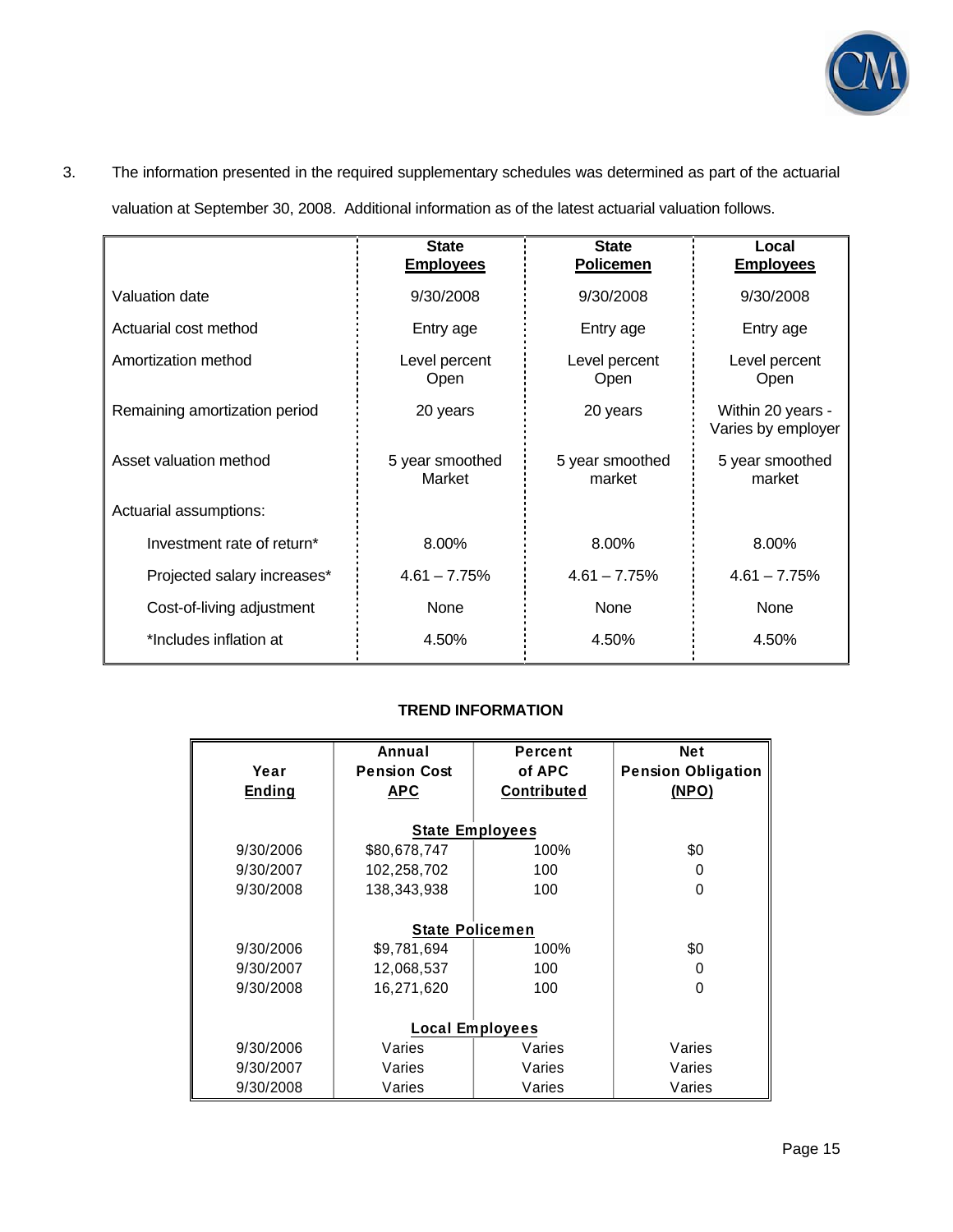3. The information presented in the required supplementary schedules was determined as part of the actuarial valuation at September 30, 2008. Additional information as of the latest actuarial valuation follows.

| | State Employees | State Policemen | Local Employees |
|---|---|---|---|
| Valuation date | 9/30/2008 | 9/30/2008 | 9/30/2008 |
| Actuarial cost method | Entry age | Entry age | Entry age |
| Amortization method | Level percent Open | Level percent Open | Level percent Open |
| Remaining amortization period | 20 years | 20 years | Within 20 years - Varies by employer |
| Asset valuation method | 5 year smoothed Market | 5 year smoothed market | 5 year smoothed market |
| Actuarial assumptions: | | | |
| Investment rate of return* | 8.00% | 8.00% | 8.00% |
| Projected salary increases* | 4.61 – 7.75% | 4.61 – 7.75% | 4.61 – 7.75% |
| Cost-of-living adjustment | None | None | None |
| *Includes inflation at | 4.50% | 4.50% | 4.50% |

**TREND INFORMATION**

| Year Ending | Annual Pension Cost APC | Percent of APC Contributed | Net Pension Obligation (NPO) |
|---|---|---|---|
| | **State Employees** | | |
| 9/30/2006 | $80,678,747 | 100% | $0 |
| 9/30/2007 | 102,258,702 | 100 | 0 |
| 9/30/2008 | 138,343,938 | 100 | 0 |
| | **State Policemen** | | |
| 9/30/2006 | $9,781,694 | 100% | $0 |
| 9/30/2007 | 12,068,537 | 100 | 0 |
| 9/30/2008 | 16,271,620 | 100 | 0 |
| | **Local Employees** | | |
| 9/30/2006 | Varies | Varies | Varies |
| 9/30/2007 | Varies | Varies | Varies |
| 9/30/2008 | Varies | Varies | Varies |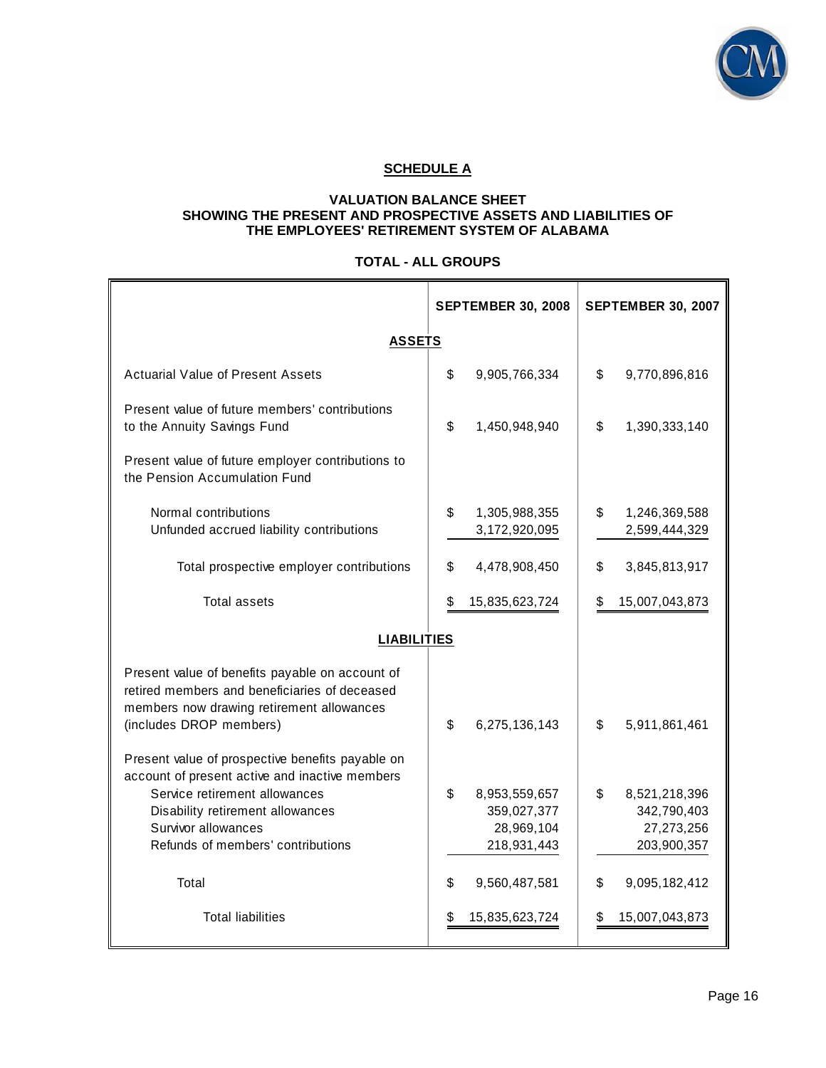## SCHEDULE A

### VALUATION BALANCE SHEET
### SHOWING THE PRESENT AND PROSPECTIVE ASSETS AND LIABILITIES OF THE EMPLOYEES' RETIREMENT SYSTEM OF ALABAMA

### TOTAL - ALL GROUPS

| | SEPTEMBER 30, 2008 | SEPTEMBER 30, 2007 |
|---|---|---|
| **ASSETS** | | |
| Actuarial Value of Present Assets | $ 9,905,766,334 | $ 9,770,896,816 |
| Present value of future members' contributions to the Annuity Savings Fund | $ 1,450,948,940 | $ 1,390,333,140 |
| Present value of future employer contributions to the Pension Accumulation Fund | | |
| Normal contributions | $ 1,305,988,355 | $ 1,246,369,588 |
| Unfunded accrued liability contributions | 3,172,920,095 | 2,599,444,329 |
| Total prospective employer contributions | $ 4,478,908,450 | $ 3,845,813,917 |
| Total assets | $ 15,835,623,724 | $ 15,007,043,873 |
| **LIABILITIES** | | |
| Present value of benefits payable on account of retired members and beneficiaries of deceased members now drawing retirement allowances (includes DROP members) | $ 6,275,136,143 | $ 5,911,861,461 |
| Present value of prospective benefits payable on account of present active and inactive members | | |
| Service retirement allowances | $ 8,953,559,657 | $ 8,521,218,396 |
| Disability retirement allowances | 359,027,377 | 342,790,403 |
| Survivor allowances | 28,969,104 | 27,273,256 |
| Refunds of members' contributions | 218,931,443 | 203,900,357 |
| Total | $ 9,560,487,581 | $ 9,095,182,412 |
| Total liabilities | $ 15,835,623,724 | $ 15,007,043,873 |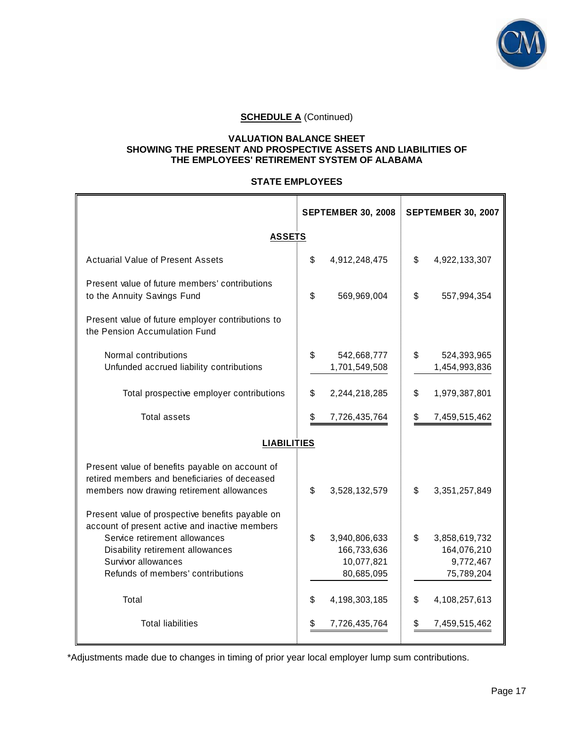**SCHEDULE A** (Continued)

**VALUATION BALANCE SHEET**
**SHOWING THE PRESENT AND PROSPECTIVE ASSETS AND LIABILITIES OF**
**THE EMPLOYEES' RETIREMENT SYSTEM OF ALABAMA**

**STATE EMPLOYEES**

| | SEPTEMBER 30, 2008 | SEPTEMBER 30, 2007 |
|---|---|---|
| **ASSETS** | | |
| Actuarial Value of Present Assets | $ 4,912,248,475 | $ 4,922,133,307 |
| Present value of future members' contributions to the Annuity Savings Fund | $ 569,969,004 | $ 557,994,354 |
| Present value of future employer contributions to the Pension Accumulation Fund | | |
| Normal contributions | $ 542,668,777 | $ 524,393,965 |
| Unfunded accrued liability contributions | 1,701,549,508 | 1,454,993,836 |
| Total prospective employer contributions | $ 2,244,218,285 | $ 1,979,387,801 |
| Total assets | $ 7,726,435,764 | $ 7,459,515,462 |
| **LIABILITIES** | | |
| Present value of benefits payable on account of retired members and beneficiaries of deceased members now drawing retirement allowances | $ 3,528,132,579 | $ 3,351,257,849 |
| Present value of prospective benefits payable on account of present active and inactive members | | |
| Service retirement allowances | $ 3,940,806,633 | $ 3,858,619,732 |
| Disability retirement allowances | 166,733,636 | 164,076,210 |
| Survivor allowances | 10,077,821 | 9,772,467 |
| Refunds of members' contributions | 80,685,095 | 75,789,204 |
| Total | $ 4,198,303,185 | $ 4,108,257,613 |
| Total liabilities | $ 7,726,435,764 | $ 7,459,515,462 |

*Adjustments made due to changes in timing of prior year local employer lump sum contributions.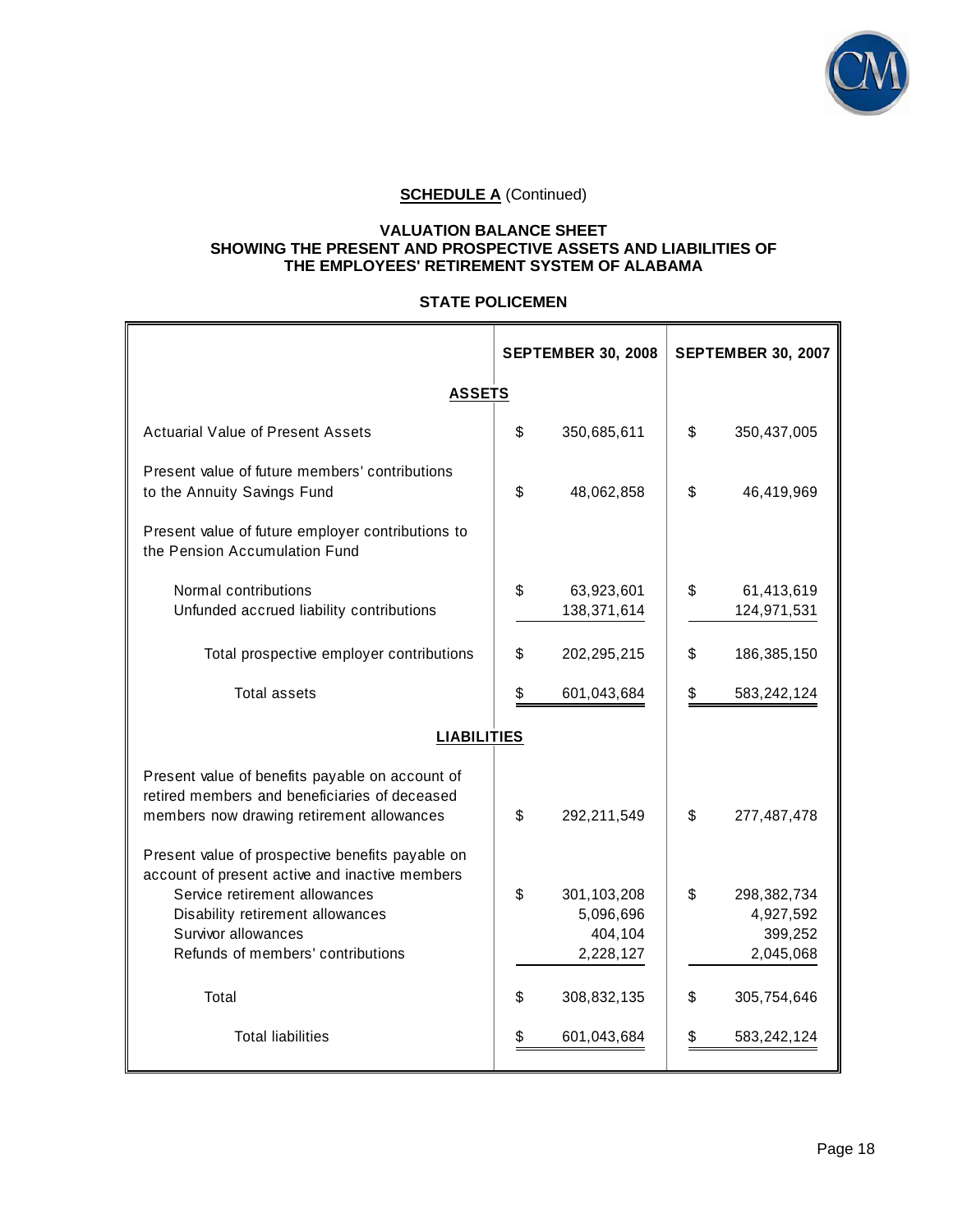**SCHEDULE A** (Continued)

**VALUATION BALANCE SHEET**
**SHOWING THE PRESENT AND PROSPECTIVE ASSETS AND LIABILITIES OF**
**THE EMPLOYEES' RETIREMENT SYSTEM OF ALABAMA**

**STATE POLICEMEN**

| | SEPTEMBER 30, 2008 | SEPTEMBER 30, 2007 |
|---|---|---|
| **ASSETS** | | |
| Actuarial Value of Present Assets | $ 350,685,611 | $ 350,437,005 |
| Present value of future members' contributions to the Annuity Savings Fund | $ 48,062,858 | $ 46,419,969 |
| Present value of future employer contributions to the Pension Accumulation Fund | | |
| Normal contributions | $ 63,923,601 | $ 61,413,619 |
| Unfunded accrued liability contributions | 138,371,614 | 124,971,531 |
| Total prospective employer contributions | $ 202,295,215 | $ 186,385,150 |
| Total assets | $ 601,043,684 | $ 583,242,124 |
| **LIABILITIES** | | |
| Present value of benefits payable on account of retired members and beneficiaries of deceased members now drawing retirement allowances | $ 292,211,549 | $ 277,487,478 |
| Present value of prospective benefits payable on account of present active and inactive members | | |
| Service retirement allowances | $ 301,103,208 | $ 298,382,734 |
| Disability retirement allowances | 5,096,696 | 4,927,592 |
| Survivor allowances | 404,104 | 399,252 |
| Refunds of members' contributions | 2,228,127 | 2,045,068 |
| Total | $ 308,832,135 | $ 305,754,646 |
| Total liabilities | $ 601,043,684 | $ 583,242,124 |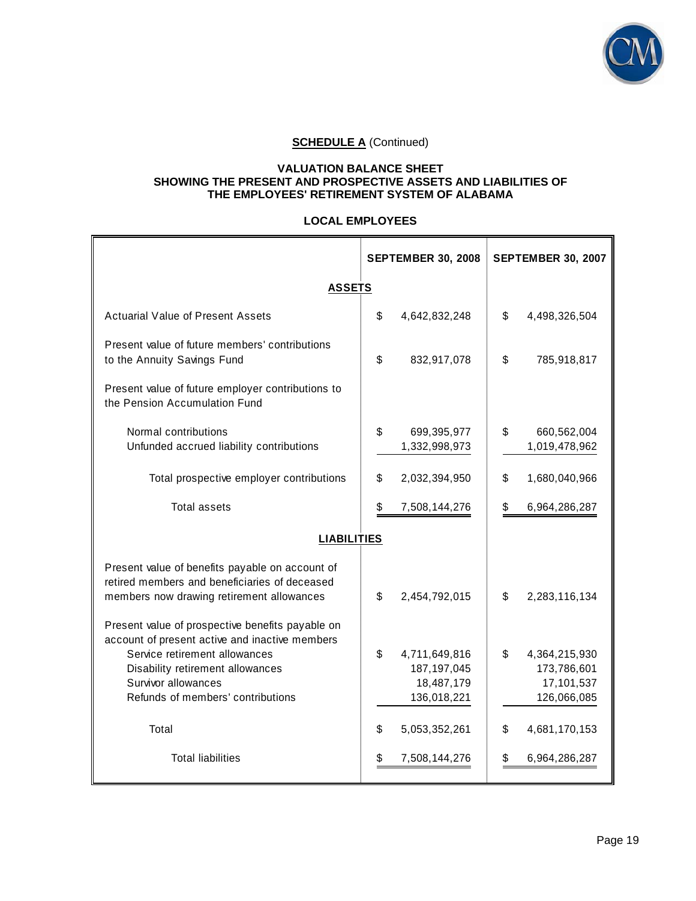**SCHEDULE A** (Continued)

**VALUATION BALANCE SHEET**
**SHOWING THE PRESENT AND PROSPECTIVE ASSETS AND LIABILITIES OF**
**THE EMPLOYEES' RETIREMENT SYSTEM OF ALABAMA**

**LOCAL EMPLOYEES**

| | SEPTEMBER 30, 2008 | SEPTEMBER 30, 2007 |
|---|---|---|
| **ASSETS** | | |
| Actuarial Value of Present Assets | $ 4,642,832,248 | $ 4,498,326,504 |
| Present value of future members' contributions to the Annuity Savings Fund | $ 832,917,078 | $ 785,918,817 |
| Present value of future employer contributions to the Pension Accumulation Fund | | |
| Normal contributions | $ 699,395,977 | $ 660,562,004 |
| Unfunded accrued liability contributions | 1,332,998,973 | 1,019,478,962 |
| Total prospective employer contributions | $ 2,032,394,950 | $ 1,680,040,966 |
| Total assets | $ 7,508,144,276 | $ 6,964,286,287 |
| **LIABILITIES** | | |
| Present value of benefits payable on account of retired members and beneficiaries of deceased members now drawing retirement allowances | $ 2,454,792,015 | $ 2,283,116,134 |
| Present value of prospective benefits payable on account of present active and inactive members | | |
| Service retirement allowances | $ 4,711,649,816 | $ 4,364,215,930 |
| Disability retirement allowances | 187,197,045 | 173,786,601 |
| Survivor allowances | 18,487,179 | 17,101,537 |
| Refunds of members' contributions | 136,018,221 | 126,066,085 |
| Total | $ 5,053,352,261 | $ 4,681,170,153 |
| Total liabilities | $ 7,508,144,276 | $ 6,964,286,287 |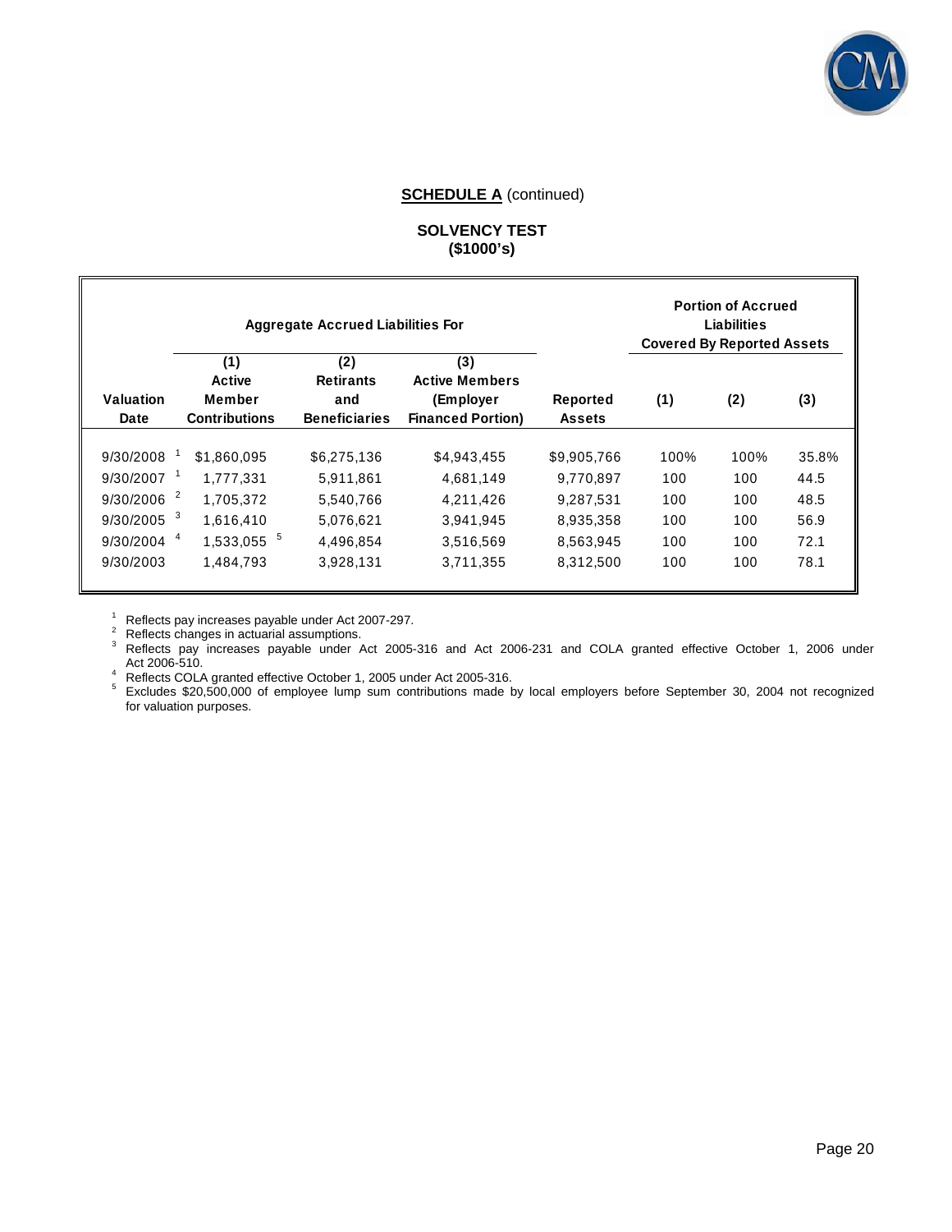**SCHEDULE A** (continued)

**SOLVENCY TEST**
**($1000's)**

| | Aggregate Accrued Liabilities For | | | | Portion of Accrued Liabilities Covered By Reported Assets | | |
|---|---|---|---|---|---|---|---|
| Valuation Date | (1) Active Member Contributions | (2) Retirants and Beneficiaries | (3) Active Members (Employer Financed Portion) | Reported Assets | (1) | (2) | (3) |
| 9/30/2008 [1] | $1,860,095 | $6,275,136 | $4,943,455 | $9,905,766 | 100% | 100% | 35.8% |
| 9/30/2007 [1] | 1,777,331 | 5,911,861 | 4,681,149 | 9,770,897 | 100 | 100 | 44.5 |
| 9/30/2006 [2] | 1,705,372 | 5,540,766 | 4,211,426 | 9,287,531 | 100 | 100 | 48.5 |
| 9/30/2005 [3] | 1,616,410 | 5,076,621 | 3,941,945 | 8,935,358 | 100 | 100 | 56.9 |
| 9/30/2004 [4] | 1,533,055 [5] | 4,496,854 | 3,516,569 | 8,563,945 | 100 | 100 | 72.1 |
| 9/30/2003 | 1,484,793 | 3,928,131 | 3,711,355 | 8,312,500 | 100 | 100 | 78.1 |

[1] Reflects pay increases payable under Act 2007-297.
[2] Reflects changes in actuarial assumptions.
[3] Reflects pay increases payable under Act 2005-316 and Act 2006-231 and COLA granted effective October 1, 2006 under Act 2006-510.
[4] Reflects COLA granted effective October 1, 2005 under Act 2005-316.
[5] Excludes $20,500,000 of employee lump sum contributions made by local employers before September 30, 2004 not recognized for valuation purposes.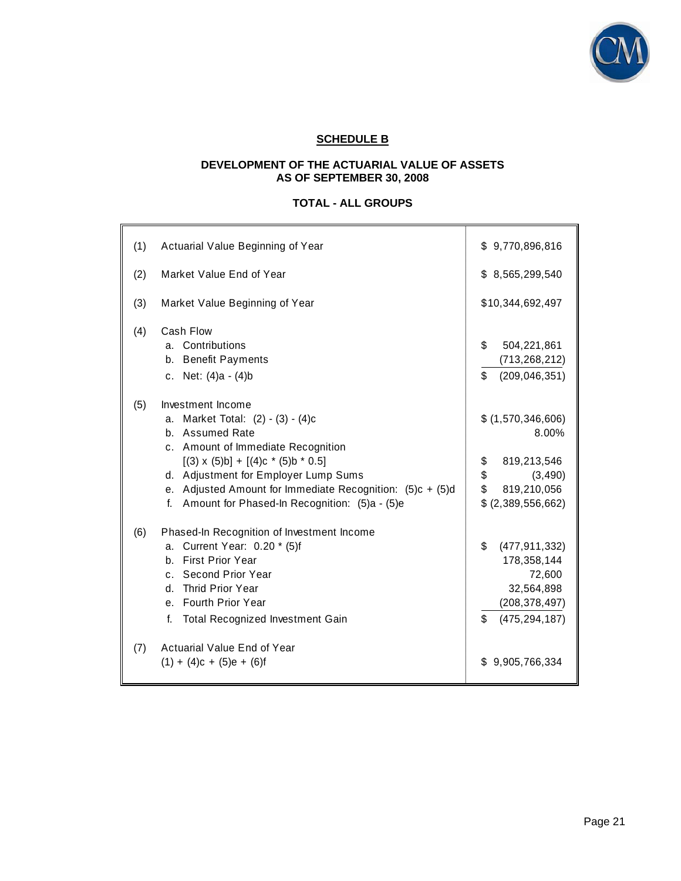## SCHEDULE B

### DEVELOPMENT OF THE ACTUARIAL VALUE OF ASSETS AS OF SEPTEMBER 30, 2008

### TOTAL - ALL GROUPS

| | | |
|---|---|---|
| (1) | Actuarial Value Beginning of Year | $ 9,770,896,816 |
| (2) | Market Value End of Year | $ 8,565,299,540 |
| (3) | Market Value Beginning of Year | $10,344,692,497 |
| (4) | Cash Flow | |
| | a. Contributions | $ 504,221,861 |
| | b. Benefit Payments | (713,268,212) |
| | c. Net: (4)a - (4)b | $ (209,046,351) |
| (5) | Investment Income | |
| | a. Market Total: (2) - (3) - (4)c | $ (1,570,346,606) |
| | b. Assumed Rate | 8.00% |
| | c. Amount of Immediate Recognition [(3) x (5)b] + [(4)c * (5)b * 0.5] | $ 819,213,546 |
| | d. Adjustment for Employer Lump Sums | $ (3,490) |
| | e. Adjusted Amount for Immediate Recognition: (5)c + (5)d | $ 819,210,056 |
| | f. Amount for Phased-In Recognition: (5)a - (5)e | $ (2,389,556,662) |
| (6) | Phased-In Recognition of Investment Income | |
| | a. Current Year: 0.20 * (5)f | $ (477,911,332) |
| | b. First Prior Year | 178,358,144 |
| | c. Second Prior Year | 72,600 |
| | d. Thrid Prior Year | 32,564,898 |
| | e. Fourth Prior Year | (208,378,497) |
| | f. Total Recognized Investment Gain | $ (475,294,187) |
| (7) | Actuarial Value End of Year (1) + (4)c + (5)e + (6)f | $ 9,905,766,334 |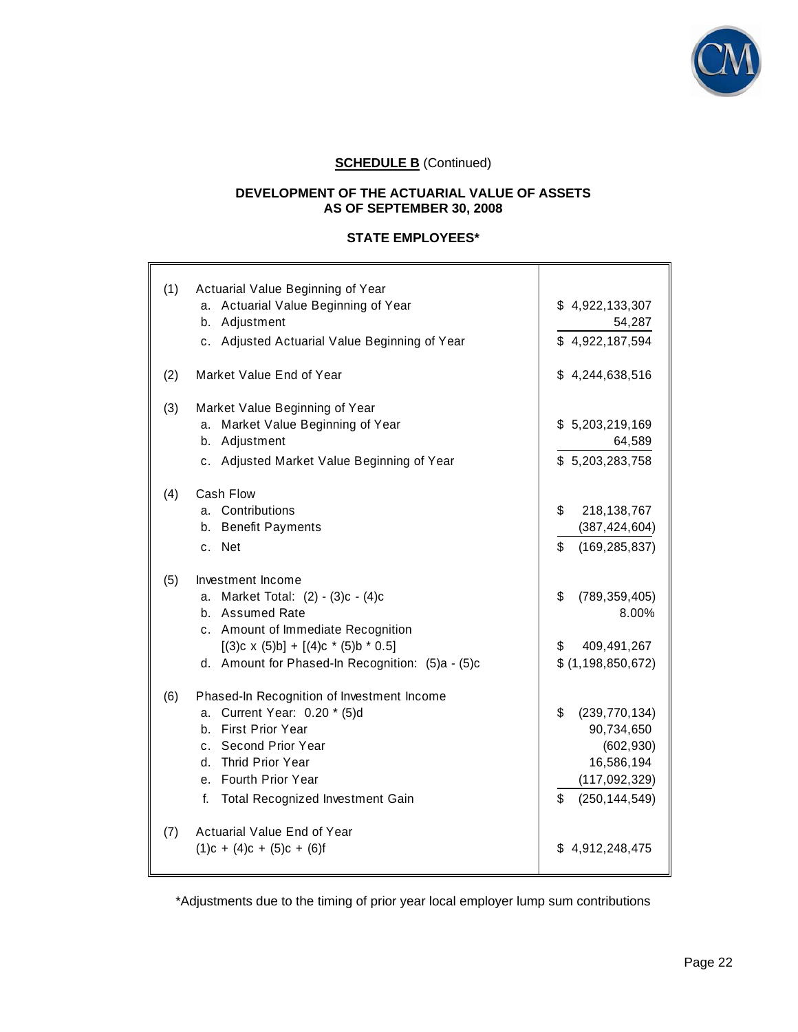**SCHEDULE B** (Continued)

**DEVELOPMENT OF THE ACTUARIAL VALUE OF ASSETS AS OF SEPTEMBER 30, 2008**

**STATE EMPLOYEES***

| | | |
|---|---|---|
| (1) | Actuarial Value Beginning of Year | |
| | a. Actuarial Value Beginning of Year | $ 4,922,133,307 |
| | b. Adjustment | 54,287 |
| | c. Adjusted Actuarial Value Beginning of Year | $ 4,922,187,594 |
| (2) | Market Value End of Year | $ 4,244,638,516 |
| (3) | Market Value Beginning of Year | |
| | a. Market Value Beginning of Year | $ 5,203,219,169 |
| | b. Adjustment | 64,589 |
| | c. Adjusted Market Value Beginning of Year | $ 5,203,283,758 |
| (4) | Cash Flow | |
| | a. Contributions | $ 218,138,767 |
| | b. Benefit Payments | (387,424,604) |
| | c. Net | $ (169,285,837) |
| (5) | Investment Income | |
| | a. Market Total: (2) - (3)c - (4)c | $ (789,359,405) |
| | b. Assumed Rate | 8.00% |
| | c. Amount of Immediate Recognition [(3)c x (5)b] + [(4)c * (5)b * 0.5] | $ 409,491,267 |
| | d. Amount for Phased-In Recognition: (5)a - (5)c | $ (1,198,850,672) |
| (6) | Phased-In Recognition of Investment Income | |
| | a. Current Year: 0.20 * (5)d | $ (239,770,134) |
| | b. First Prior Year | 90,734,650 |
| | c. Second Prior Year | (602,930) |
| | d. Thrid Prior Year | 16,586,194 |
| | e. Fourth Prior Year | (117,092,329) |
| | f. Total Recognized Investment Gain | $ (250,144,549) |
| (7) | Actuarial Value End of Year (1)c + (4)c + (5)c + (6)f | $ 4,912,248,475 |

*Adjustments due to the timing of prior year local employer lump sum contributions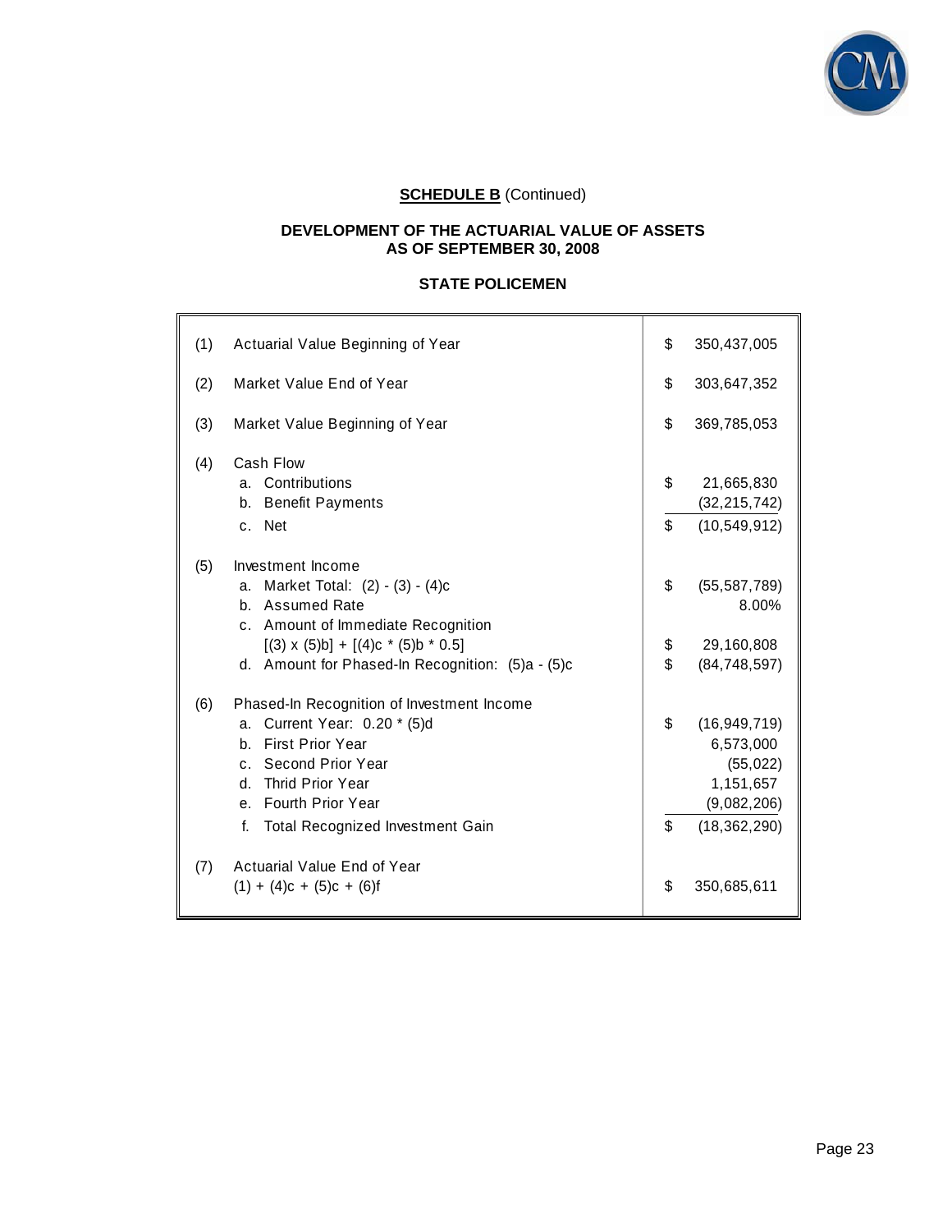**SCHEDULE B** (Continued)

**DEVELOPMENT OF THE ACTUARIAL VALUE OF ASSETS**
**AS OF SEPTEMBER 30, 2008**

**STATE POLICEMEN**

| | | | |
|---|---|---|---|
| (1) | Actuarial Value Beginning of Year | $ | 350,437,005 |
| (2) | Market Value End of Year | $ | 303,647,352 |
| (3) | Market Value Beginning of Year | $ | 369,785,053 |
| (4) | Cash Flow | | |
| | a. Contributions | $ | 21,665,830 |
| | b. Benefit Payments | | (32,215,742) |
| | c. Net | $ | (10,549,912) |
| (5) | Investment Income | | |
| | a. Market Total: (2) - (3) - (4)c | $ | (55,587,789) |
| | b. Assumed Rate | | 8.00% |
| | c. Amount of Immediate Recognition [(3) x (5)b] + [(4)c * (5)b * 0.5] | $ | 29,160,808 |
| | d. Amount for Phased-In Recognition: (5)a - (5)c | $ | (84,748,597) |
| (6) | Phased-In Recognition of Investment Income | | |
| | a. Current Year: 0.20 * (5)d | $ | (16,949,719) |
| | b. First Prior Year | | 6,573,000 |
| | c. Second Prior Year | | (55,022) |
| | d. Thrid Prior Year | | 1,151,657 |
| | e. Fourth Prior Year | | (9,082,206) |
| | f. Total Recognized Investment Gain | $ | (18,362,290) |
| (7) | Actuarial Value End of Year (1) + (4)c + (5)c + (6)f | $ | 350,685,611 |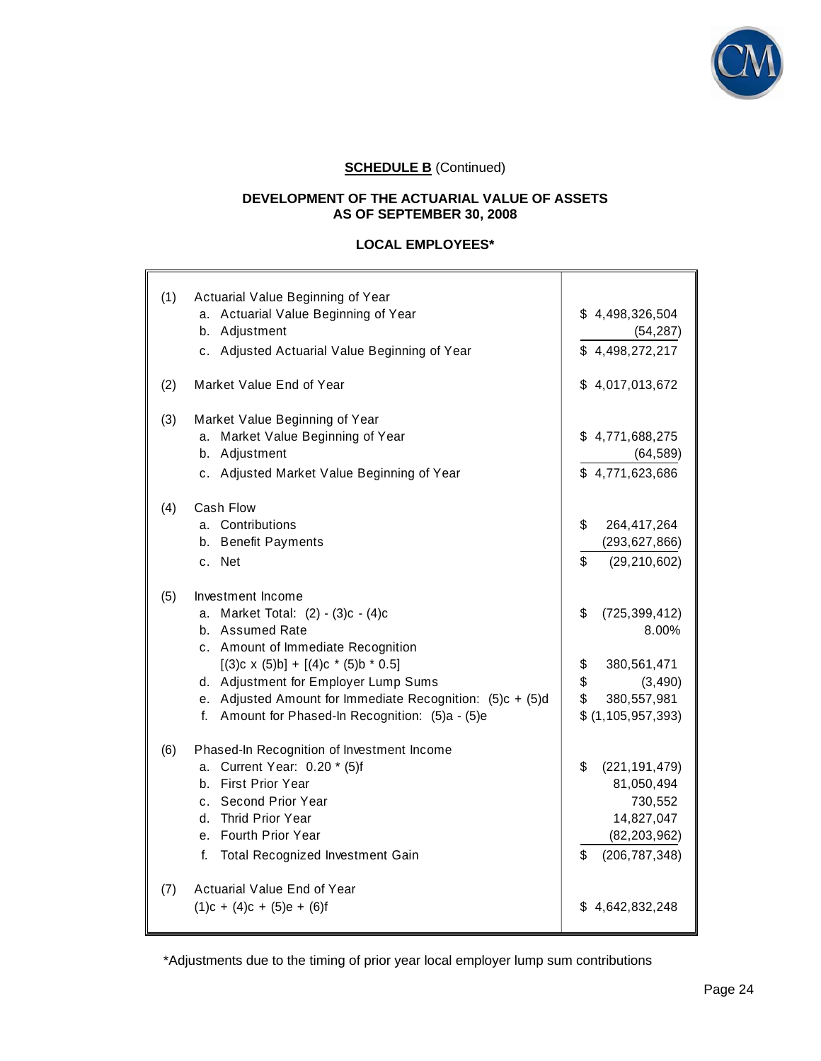**SCHEDULE B** (Continued)

**DEVELOPMENT OF THE ACTUARIAL VALUE OF ASSETS AS OF SEPTEMBER 30, 2008**

**LOCAL EMPLOYEES***

| | | |
|---|---|---|
| (1) | Actuarial Value Beginning of Year | |
| | a. Actuarial Value Beginning of Year | $ 4,498,326,504 |
| | b. Adjustment | (54,287) |
| | c. Adjusted Actuarial Value Beginning of Year | $ 4,498,272,217 |
| (2) | Market Value End of Year | $ 4,017,013,672 |
| (3) | Market Value Beginning of Year | |
| | a. Market Value Beginning of Year | $ 4,771,688,275 |
| | b. Adjustment | (64,589) |
| | c. Adjusted Market Value Beginning of Year | $ 4,771,623,686 |
| (4) | Cash Flow | |
| | a. Contributions | $ 264,417,264 |
| | b. Benefit Payments | (293,627,866) |
| | c. Net | $ (29,210,602) |
| (5) | Investment Income | |
| | a. Market Total: (2) - (3)c - (4)c | $ (725,399,412) |
| | b. Assumed Rate | 8.00% |
| | c. Amount of Immediate Recognition [(3)c x (5)b] + [(4)c * (5)b * 0.5] | $ 380,561,471 |
| | d. Adjustment for Employer Lump Sums | $ (3,490) |
| | e. Adjusted Amount for Immediate Recognition: (5)c + (5)d | $ 380,557,981 |
| | f. Amount for Phased-In Recognition: (5)a - (5)e | $ (1,105,957,393) |
| (6) | Phased-In Recognition of Investment Income | |
| | a. Current Year: 0.20 * (5)f | $ (221,191,479) |
| | b. First Prior Year | 81,050,494 |
| | c. Second Prior Year | 730,552 |
| | d. Thrid Prior Year | 14,827,047 |
| | e. Fourth Prior Year | (82,203,962) |
| | f. Total Recognized Investment Gain | $ (206,787,348) |
| (7) | Actuarial Value End of Year (1)c + (4)c + (5)e + (6)f | $ 4,642,832,248 |

*Adjustments due to the timing of prior year local employer lump sum contributions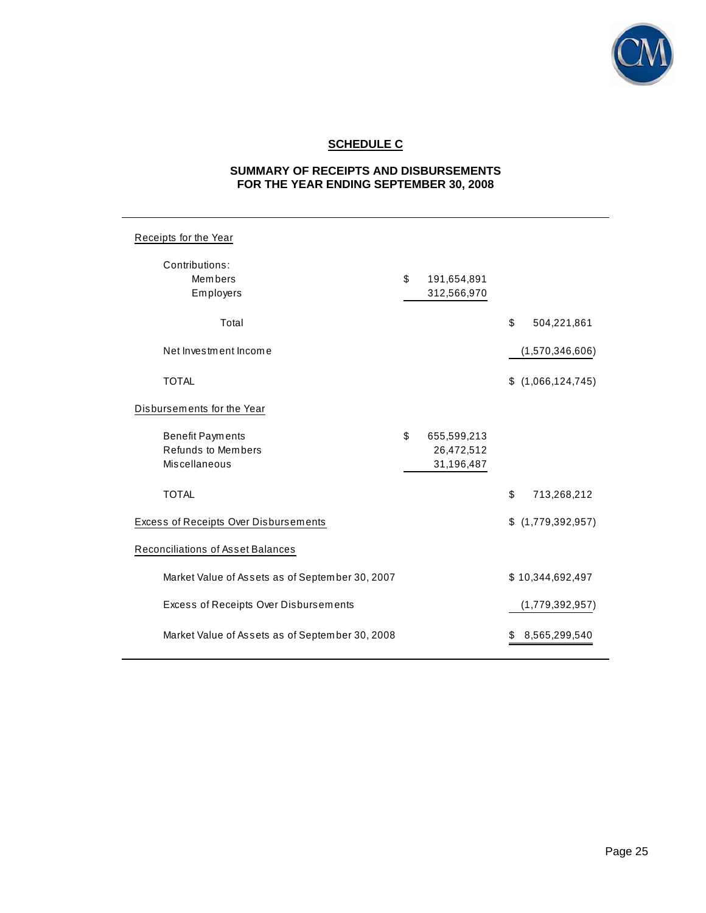## SCHEDULE C

### SUMMARY OF RECEIPTS AND DISBURSEMENTS
### FOR THE YEAR ENDING SEPTEMBER 30, 2008

| | | |
|---|---|---|
| Receipts for the Year | | |
| Contributions: | | |
| Members | $ 191,654,891 | |
| Employers | 312,566,970 | |
| Total | | $ 504,221,861 |
| Net Investment Income | | (1,570,346,606) |
| TOTAL | | $ (1,066,124,745) |
| Disbursements for the Year | | |
| Benefit Payments | $ 655,599,213 | |
| Refunds to Members | 26,472,512 | |
| Miscellaneous | 31,196,487 | |
| TOTAL | | $ 713,268,212 |
| Excess of Receipts Over Disbursements | | $ (1,779,392,957) |
| Reconciliations of Asset Balances | | |
| Market Value of Assets as of September 30, 2007 | | $ 10,344,692,497 |
| Excess of Receipts Over Disbursements | | (1,779,392,957) |
| Market Value of Assets as of September 30, 2008 | | $ 8,565,299,540 |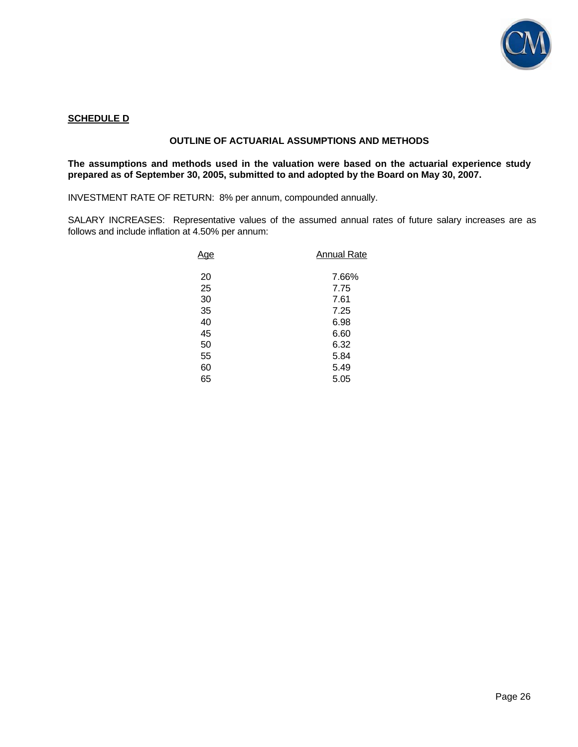**SCHEDULE D**

## OUTLINE OF ACTUARIAL ASSUMPTIONS AND METHODS

**The assumptions and methods used in the valuation were based on the actuarial experience study prepared as of September 30, 2005, submitted to and adopted by the Board on May 30, 2007.**

INVESTMENT RATE OF RETURN: 8% per annum, compounded annually.

SALARY INCREASES: Representative values of the assumed annual rates of future salary increases are as follows and include inflation at 4.50% per annum:

| Age | Annual Rate |
|---|---|
| 20 | 7.66% |
| 25 | 7.75 |
| 30 | 7.61 |
| 35 | 7.25 |
| 40 | 6.98 |
| 45 | 6.60 |
| 50 | 6.32 |
| 55 | 5.84 |
| 60 | 5.49 |
| 65 | 5.05 |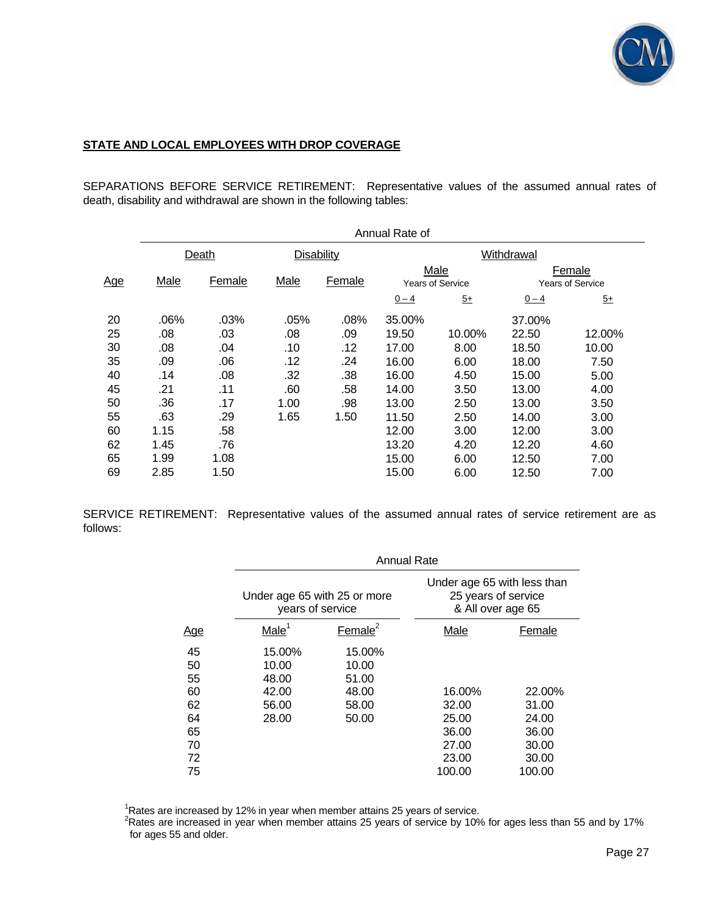**STATE AND LOCAL EMPLOYEES WITH DROP COVERAGE**

SEPARATIONS BEFORE SERVICE RETIREMENT: Representative values of the assumed annual rates of death, disability and withdrawal are shown in the following tables:

| | Annual Rate of | | | | | | | |
|---|---|---|---|---|---|---|---|---|
| | Death | | Disability | | Withdrawal | | | |
| | | | | | Male Years of Service | | Female Years of Service | |
| Age | Male | Female | Male | Female | 0 – 4 | 5+ | 0 – 4 | 5+ |
| 20 | .06% | .03% | .05% | .08% | 35.00% | | 37.00% | |
| 25 | .08 | .03 | .08 | .09 | 19.50 | 10.00% | 22.50 | 12.00% |
| 30 | .08 | .04 | .10 | .12 | 17.00 | 8.00 | 18.50 | 10.00 |
| 35 | .09 | .06 | .12 | .24 | 16.00 | 6.00 | 18.00 | 7.50 |
| 40 | .14 | .08 | .32 | .38 | 16.00 | 4.50 | 15.00 | 5.00 |
| 45 | .21 | .11 | .60 | .58 | 14.00 | 3.50 | 13.00 | 4.00 |
| 50 | .36 | .17 | 1.00 | .98 | 13.00 | 2.50 | 13.00 | 3.50 |
| 55 | .63 | .29 | 1.65 | 1.50 | 11.50 | 2.50 | 14.00 | 3.00 |
| 60 | 1.15 | .58 | | | 12.00 | 3.00 | 12.00 | 3.00 |
| 62 | 1.45 | .76 | | | 13.20 | 4.20 | 12.20 | 4.60 |
| 65 | 1.99 | 1.08 | | | 15.00 | 6.00 | 12.50 | 7.00 |
| 69 | 2.85 | 1.50 | | | 15.00 | 6.00 | 12.50 | 7.00 |

SERVICE RETIREMENT: Representative values of the assumed annual rates of service retirement are as follows:

| | Annual Rate | | | |
|---|---|---|---|---|
| | Under age 65 with 25 or more years of service | | Under age 65 with less than 25 years of service & All over age 65 | |
| Age | Male[1] | Female[2] | Male | Female |
| 45 | 15.00% | 15.00% | | |
| 50 | 10.00 | 10.00 | | |
| 55 | 48.00 | 51.00 | | |
| 60 | 42.00 | 48.00 | 16.00% | 22.00% |
| 62 | 56.00 | 58.00 | 32.00 | 31.00 |
| 64 | 28.00 | 50.00 | 25.00 | 24.00 |
| 65 | | | 36.00 | 36.00 |
| 70 | | | 27.00 | 30.00 |
| 72 | | | 23.00 | 30.00 |
| 75 | | | 100.00 | 100.00 |

[1]Rates are increased by 12% in year when member attains 25 years of service.
[2]Rates are increased in year when member attains 25 years of service by 10% for ages less than 55 and by 17% for ages 55 and older.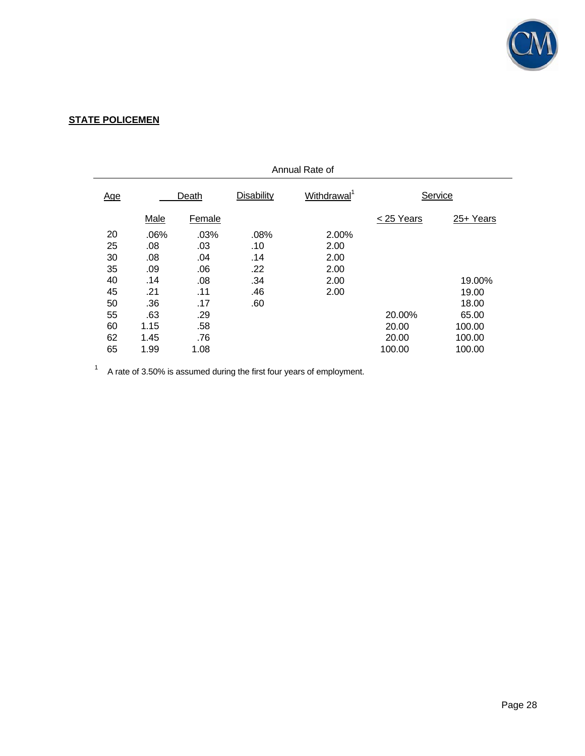**STATE POLICEMEN**

| Annual Rate of | | | | | | |
|---|---|---|---|---|---|---|
| Age | Death | | Disability | Withdrawal[1] | Service | |
| | Male | Female | | | < 25 Years | 25+ Years |
| 20 | .06% | .03% | .08% | 2.00% | | |
| 25 | .08 | .03 | .10 | 2.00 | | |
| 30 | .08 | .04 | .14 | 2.00 | | |
| 35 | .09 | .06 | .22 | 2.00 | | |
| 40 | .14 | .08 | .34 | 2.00 | | 19.00% |
| 45 | .21 | .11 | .46 | 2.00 | | 19.00 |
| 50 | .36 | .17 | .60 | | | 18.00 |
| 55 | .63 | .29 | | | 20.00% | 65.00 |
| 60 | 1.15 | .58 | | | 20.00 | 100.00 |
| 62 | 1.45 | .76 | | | 20.00 | 100.00 |
| 65 | 1.99 | 1.08 | | | 100.00 | 100.00 |

[1] A rate of 3.50% is assumed during the first four years of employment.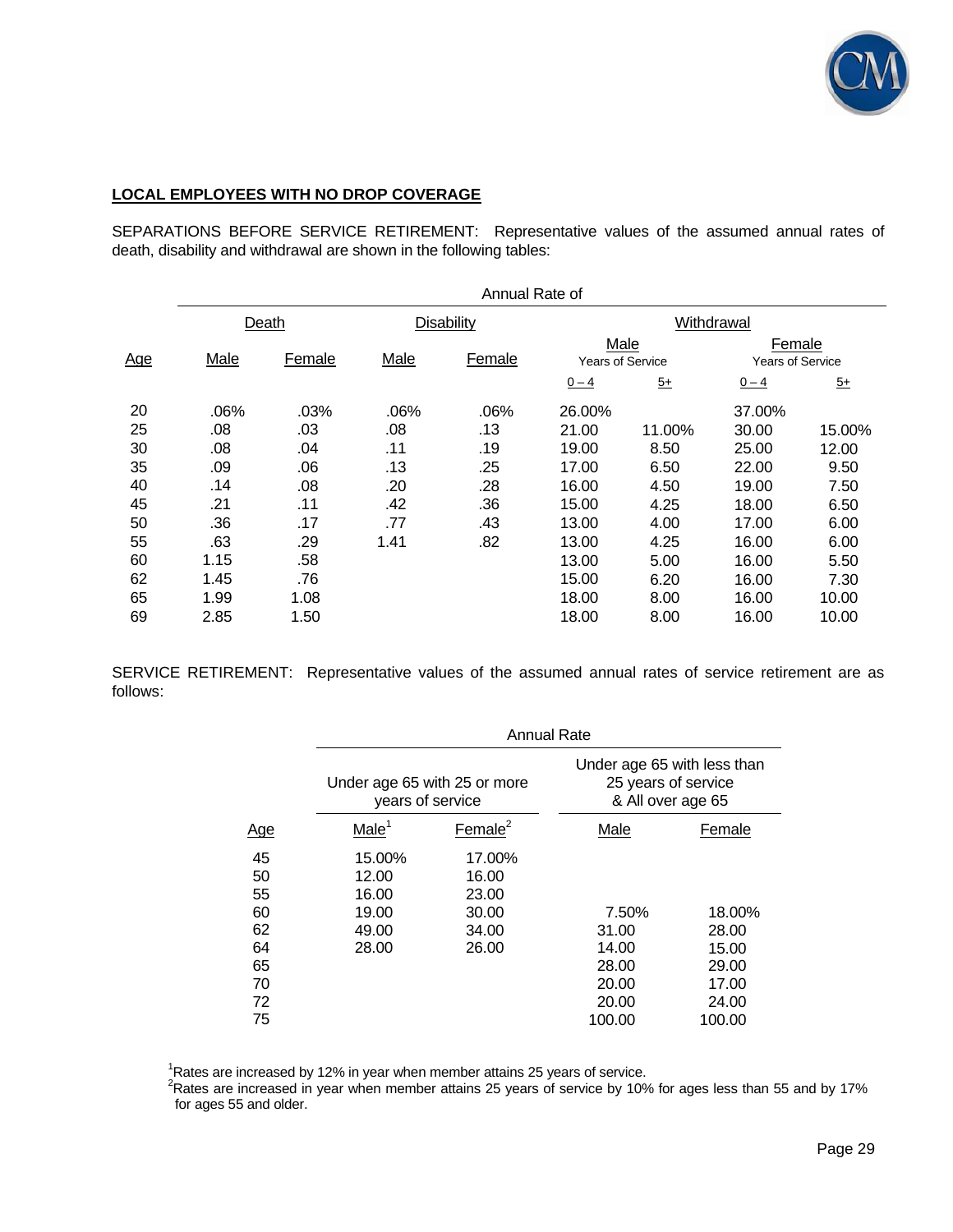**LOCAL EMPLOYEES WITH NO DROP COVERAGE**

SEPARATIONS BEFORE SERVICE RETIREMENT: Representative values of the assumed annual rates of death, disability and withdrawal are shown in the following tables:

| | Annual Rate of | | | | | | | |
|---|---|---|---|---|---|---|---|---|
| | Death | | Disability | | Withdrawal | | | |
| | | | | | Male Years of Service | | Female Years of Service | |
| Age | Male | Female | Male | Female | 0 – 4 | 5+ | 0 – 4 | 5+ |
| 20 | .06% | .03% | .06% | .06% | 26.00% | | 37.00% | |
| 25 | .08 | .03 | .08 | .13 | 21.00 | 11.00% | 30.00 | 15.00% |
| 30 | .08 | .04 | .11 | .19 | 19.00 | 8.50 | 25.00 | 12.00 |
| 35 | .09 | .06 | .13 | .25 | 17.00 | 6.50 | 22.00 | 9.50 |
| 40 | .14 | .08 | .20 | .28 | 16.00 | 4.50 | 19.00 | 7.50 |
| 45 | .21 | .11 | .42 | .36 | 15.00 | 4.25 | 18.00 | 6.50 |
| 50 | .36 | .17 | .77 | .43 | 13.00 | 4.00 | 17.00 | 6.00 |
| 55 | .63 | .29 | 1.41 | .82 | 13.00 | 4.25 | 16.00 | 6.00 |
| 60 | 1.15 | .58 | | | 13.00 | 5.00 | 16.00 | 5.50 |
| 62 | 1.45 | .76 | | | 15.00 | 6.20 | 16.00 | 7.30 |
| 65 | 1.99 | 1.08 | | | 18.00 | 8.00 | 16.00 | 10.00 |
| 69 | 2.85 | 1.50 | | | 18.00 | 8.00 | 16.00 | 10.00 |

SERVICE RETIREMENT: Representative values of the assumed annual rates of service retirement are as follows:

| | Annual Rate | | | |
|---|---|---|---|---|
| | Under age 65 with 25 or more years of service | | Under age 65 with less than 25 years of service & All over age 65 | |
| Age | Male[1] | Female[2] | Male | Female |
| 45 | 15.00% | 17.00% | | |
| 50 | 12.00 | 16.00 | | |
| 55 | 16.00 | 23.00 | | |
| 60 | 19.00 | 30.00 | 7.50% | 18.00% |
| 62 | 49.00 | 34.00 | 31.00 | 28.00 |
| 64 | 28.00 | 26.00 | 14.00 | 15.00 |
| 65 | | | 28.00 | 29.00 |
| 70 | | | 20.00 | 17.00 |
| 72 | | | 20.00 | 24.00 |
| 75 | | | 100.00 | 100.00 |

[1]Rates are increased by 12% in year when member attains 25 years of service.
[2]Rates are increased in year when member attains 25 years of service by 10% for ages less than 55 and by 17% for ages 55 and older.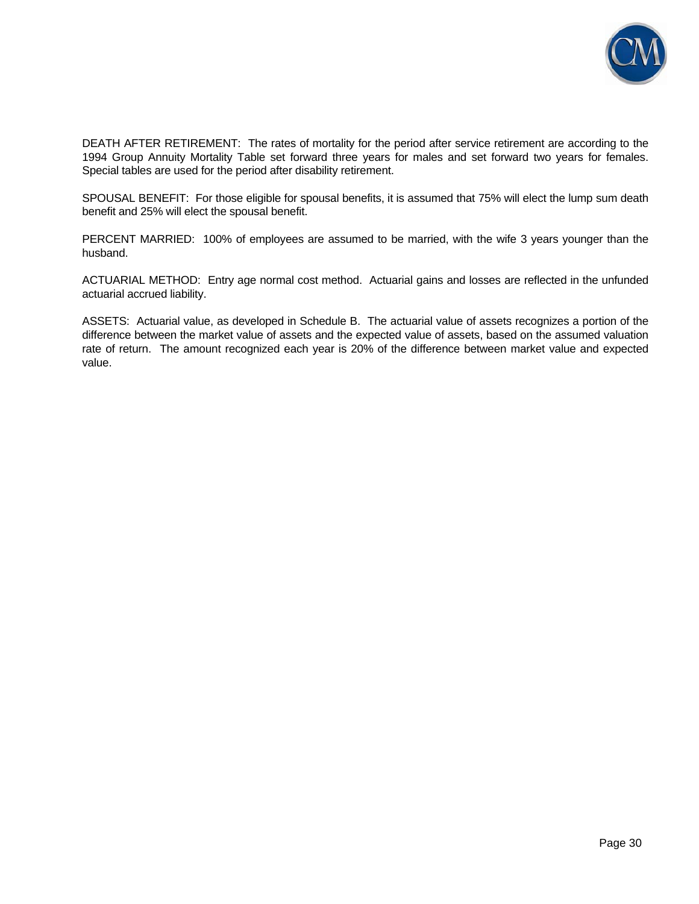DEATH AFTER RETIREMENT: The rates of mortality for the period after service retirement are according to the 1994 Group Annuity Mortality Table set forward three years for males and set forward two years for females. Special tables are used for the period after disability retirement.

SPOUSAL BENEFIT: For those eligible for spousal benefits, it is assumed that 75% will elect the lump sum death benefit and 25% will elect the spousal benefit.

PERCENT MARRIED: 100% of employees are assumed to be married, with the wife 3 years younger than the husband.

ACTUARIAL METHOD: Entry age normal cost method. Actuarial gains and losses are reflected in the unfunded actuarial accrued liability.

ASSETS: Actuarial value, as developed in Schedule B. The actuarial value of assets recognizes a portion of the difference between the market value of assets and the expected value of assets, based on the assumed valuation rate of return. The amount recognized each year is 20% of the difference between market value and expected value.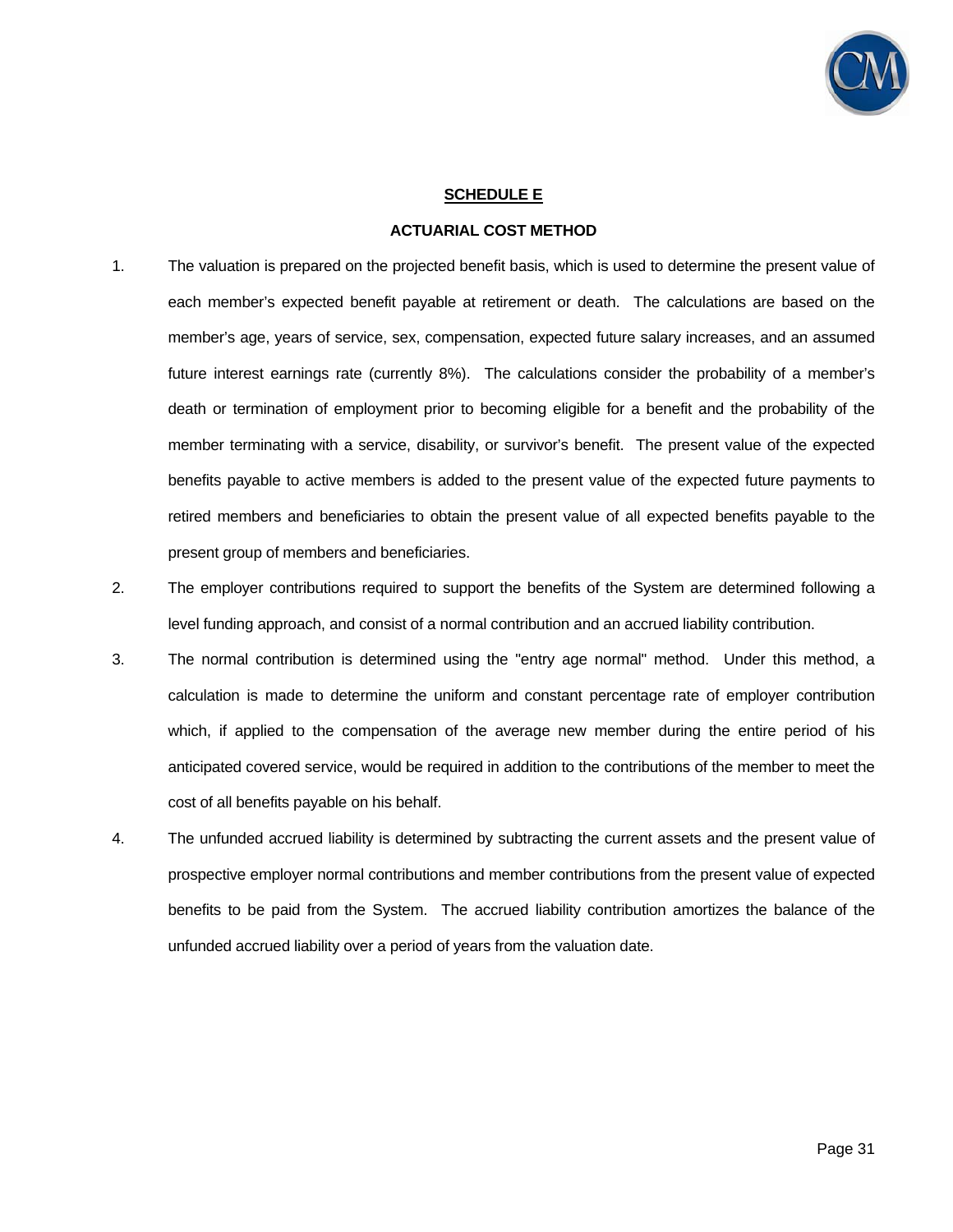## SCHEDULE E

### ACTUARIAL COST METHOD

1. The valuation is prepared on the projected benefit basis, which is used to determine the present value of each member's expected benefit payable at retirement or death. The calculations are based on the member's age, years of service, sex, compensation, expected future salary increases, and an assumed future interest earnings rate (currently 8%). The calculations consider the probability of a member's death or termination of employment prior to becoming eligible for a benefit and the probability of the member terminating with a service, disability, or survivor's benefit. The present value of the expected benefits payable to active members is added to the present value of the expected future payments to retired members and beneficiaries to obtain the present value of all expected benefits payable to the present group of members and beneficiaries.

2. The employer contributions required to support the benefits of the System are determined following a level funding approach, and consist of a normal contribution and an accrued liability contribution.

3. The normal contribution is determined using the "entry age normal" method. Under this method, a calculation is made to determine the uniform and constant percentage rate of employer contribution which, if applied to the compensation of the average new member during the entire period of his anticipated covered service, would be required in addition to the contributions of the member to meet the cost of all benefits payable on his behalf.

4. The unfunded accrued liability is determined by subtracting the current assets and the present value of prospective employer normal contributions and member contributions from the present value of expected benefits to be paid from the System. The accrued liability contribution amortizes the balance of the unfunded accrued liability over a period of years from the valuation date.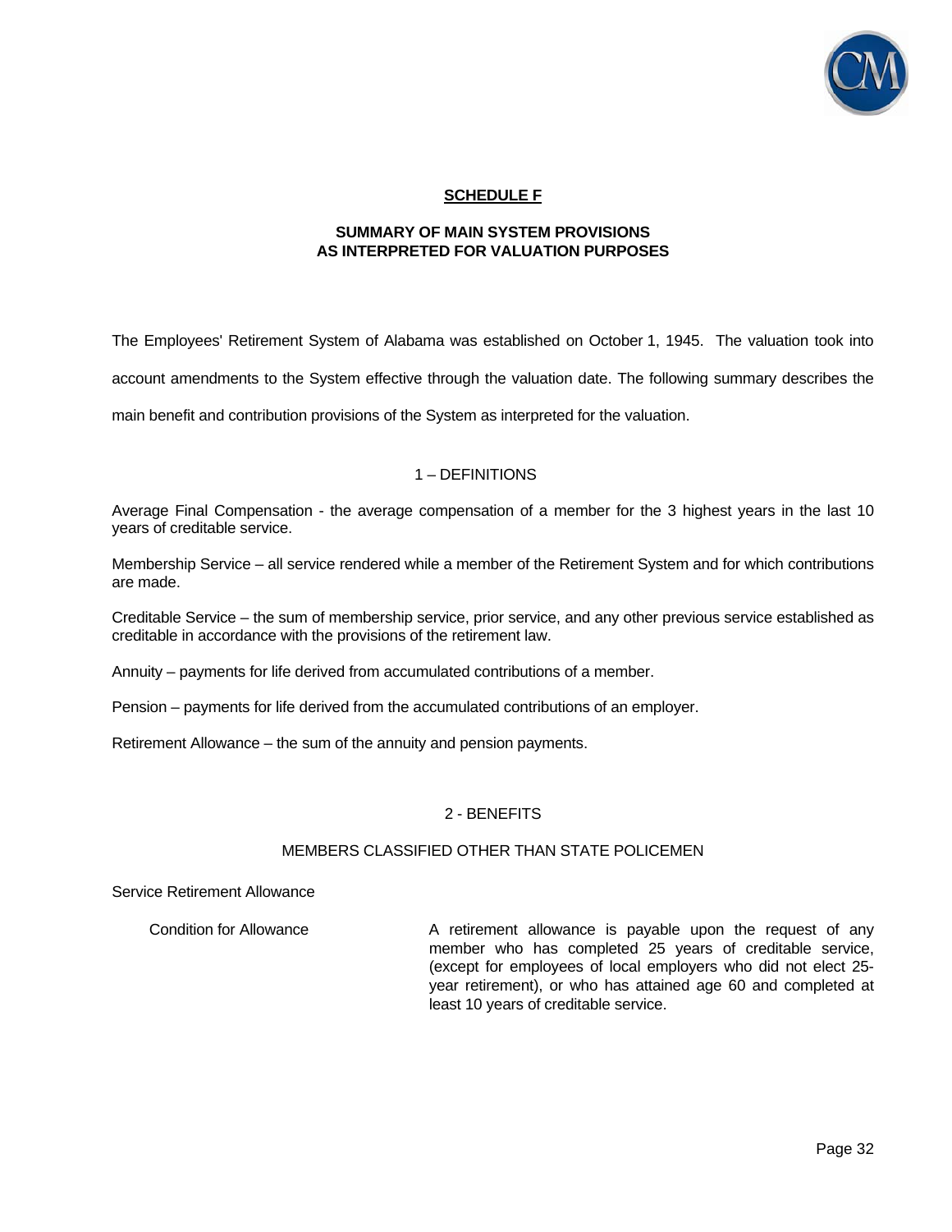## SCHEDULE F

### SUMMARY OF MAIN SYSTEM PROVISIONS AS INTERPRETED FOR VALUATION PURPOSES

The Employees' Retirement System of Alabama was established on October 1, 1945. The valuation took into account amendments to the System effective through the valuation date. The following summary describes the main benefit and contribution provisions of the System as interpreted for the valuation.

### 1 – DEFINITIONS

Average Final Compensation - the average compensation of a member for the 3 highest years in the last 10 years of creditable service.

Membership Service – all service rendered while a member of the Retirement System and for which contributions are made.

Creditable Service – the sum of membership service, prior service, and any other previous service established as creditable in accordance with the provisions of the retirement law.

Annuity – payments for life derived from accumulated contributions of a member.

Pension – payments for life derived from the accumulated contributions of an employer.

Retirement Allowance – the sum of the annuity and pension payments.

### 2 - BENEFITS

#### MEMBERS CLASSIFIED OTHER THAN STATE POLICEMEN

Service Retirement Allowance

| | |
|---|---|
| Condition for Allowance | A retirement allowance is payable upon the request of any member who has completed 25 years of creditable service, (except for employees of local employers who did not elect 25-year retirement), or who has attained age 60 and completed at least 10 years of creditable service. |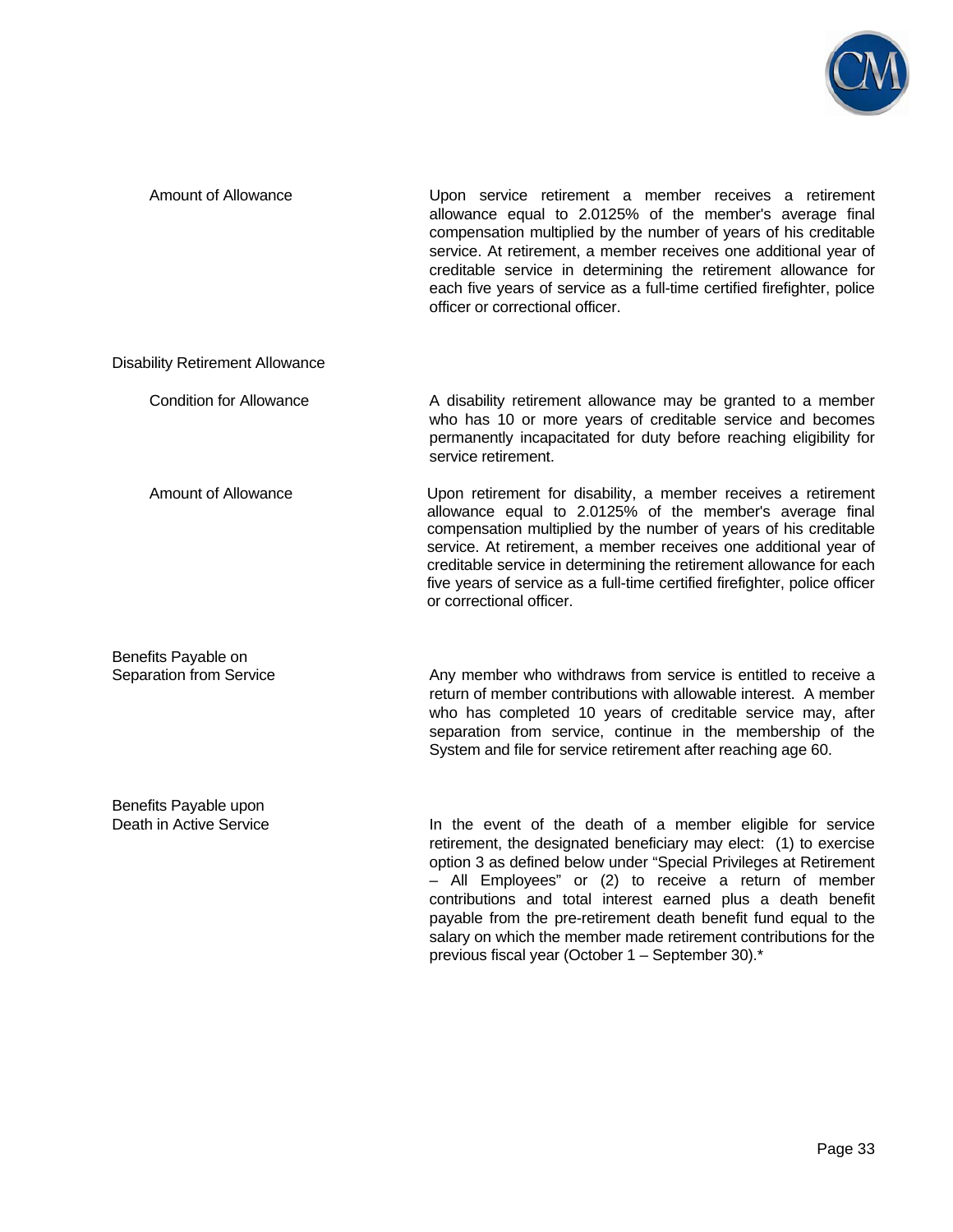**Amount of Allowance**

Upon service retirement a member receives a retirement allowance equal to 2.0125% of the member's average final compensation multiplied by the number of years of his creditable service. At retirement, a member receives one additional year of creditable service in determining the retirement allowance for each five years of service as a full-time certified firefighter, police officer or correctional officer.

**Disability Retirement Allowance**

**Condition for Allowance**

A disability retirement allowance may be granted to a member who has 10 or more years of creditable service and becomes permanently incapacitated for duty before reaching eligibility for service retirement.

**Amount of Allowance**

Upon retirement for disability, a member receives a retirement allowance equal to 2.0125% of the member's average final compensation multiplied by the number of years of his creditable service. At retirement, a member receives one additional year of creditable service in determining the retirement allowance for each five years of service as a full-time certified firefighter, police officer or correctional officer.

**Benefits Payable on Separation from Service**

Any member who withdraws from service is entitled to receive a return of member contributions with allowable interest. A member who has completed 10 years of creditable service may, after separation from service, continue in the membership of the System and file for service retirement after reaching age 60.

**Benefits Payable upon Death in Active Service**

In the event of the death of a member eligible for service retirement, the designated beneficiary may elect: (1) to exercise option 3 as defined below under "Special Privileges at Retirement – All Employees" or (2) to receive a return of member contributions and total interest earned plus a death benefit payable from the pre-retirement death benefit fund equal to the salary on which the member made retirement contributions for the previous fiscal year (October 1 – September 30).*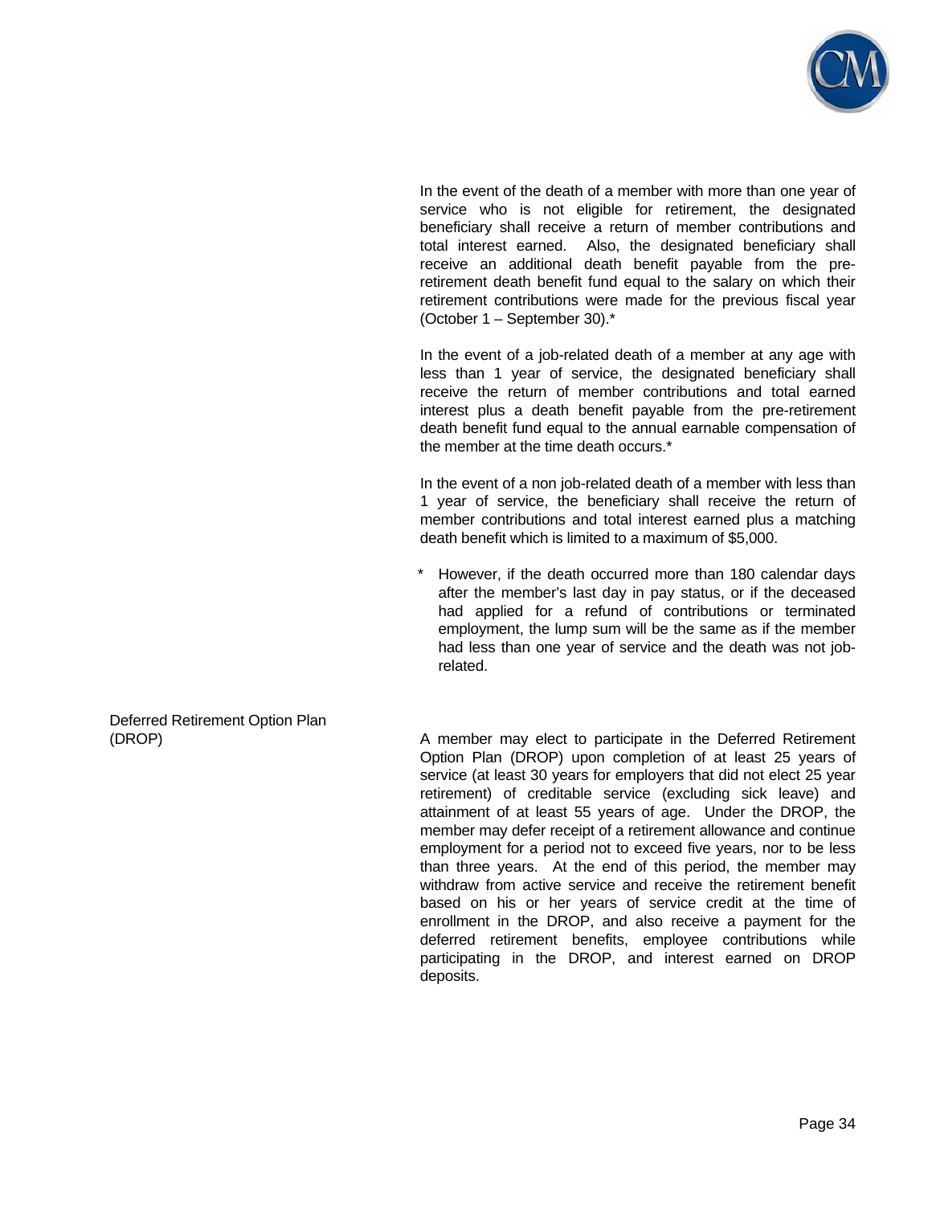In the event of the death of a member with more than one year of service who is not eligible for retirement, the designated beneficiary shall receive a return of member contributions and total interest earned. Also, the designated beneficiary shall receive an additional death benefit payable from the pre-retirement death benefit fund equal to the salary on which their retirement contributions were made for the previous fiscal year (October 1 – September 30).*

In the event of a job-related death of a member at any age with less than 1 year of service, the designated beneficiary shall receive the return of member contributions and total earned interest plus a death benefit from the pre-retirement death benefit fund equal to the annual earnable compensation of the member at the time death occurs.*

In the event of a non job-related death of a member with less than 1 year of service, the beneficiary shall receive the return of member contributions and total interest earned plus a matching death benefit which is limited to a maximum of $5,000.

\* However, if the death occurred more than 180 calendar days after the member's last day in pay status, or if the deceased had applied for a refund of contributions or terminated employment, the lump sum will be the same as if the member had less than one year of service and the death was not job-related.

**Deferred Retirement Option Plan (DROP)**

A member may elect to participate in the Deferred Retirement Option Plan (DROP) upon completion of at least 25 years of service (at least 30 years for employers that did not elect 25 year retirement) of creditable service (excluding sick leave) and attainment of at least 55 years of age. Under the DROP, the member may defer receipt of a retirement allowance and continue employment for a period not to exceed five years, nor to be less than three years. At the end of this period, the member may withdraw from active service and receive the retirement benefit based on his or her years of service credit at the time of enrollment in the DROP, and also receive a payment for the deferred retirement benefits, employee contributions while participating in the DROP, and interest earned on DROP deposits.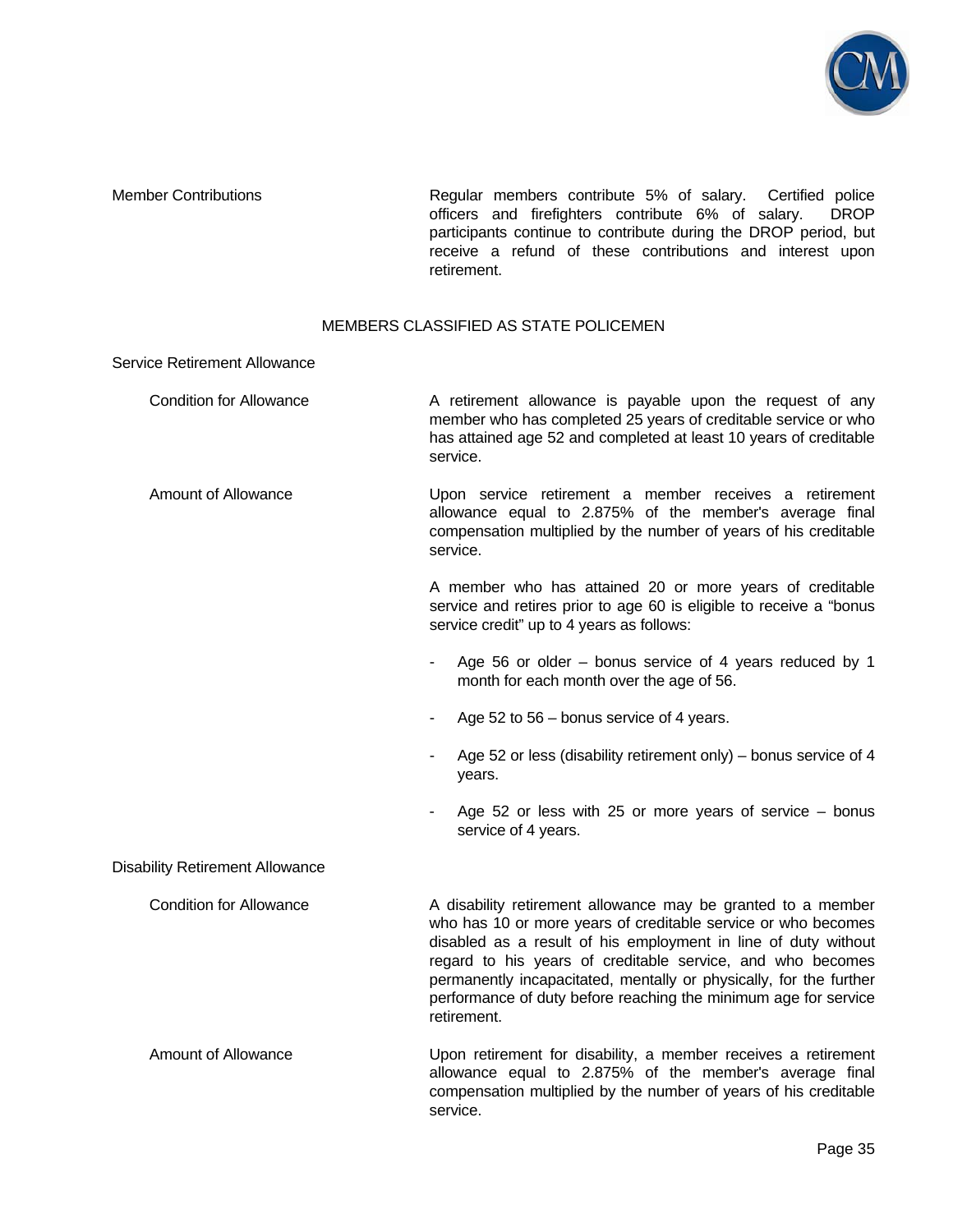**Member Contributions**

Regular members contribute 5% of salary. Certified police officers and firefighters contribute 6% of salary. DROP participants continue to contribute during the DROP period, but receive a refund of these contributions and interest upon retirement.

## MEMBERS CLASSIFIED AS STATE POLICEMEN

### Service Retirement Allowance

**Condition for Allowance**

A retirement allowance is payable upon the request of any member who has completed 25 years of creditable service or who has attained age 52 and completed at least 10 years of creditable service.

**Amount of Allowance**

Upon service retirement a member receives a retirement allowance equal to 2.875% of the member's average final compensation multiplied by the number of years of his creditable service.

A member who has attained 20 or more years of creditable service and retires prior to age 60 is eligible to receive a "bonus service credit" up to 4 years as follows:

- Age 56 or older – bonus service of 4 years reduced by 1 month for each month over the age of 56.
- Age 52 to 56 – bonus service of 4 years.
- Age 52 or less (disability retirement only) – bonus service of 4 years.
- Age 52 or less with 25 or more years of service – bonus service of 4 years.

### Disability Retirement Allowance

**Condition for Allowance**

A disability retirement allowance may be granted to a member who has 10 or more years of creditable service or who becomes disabled as a result of his employment in line of duty without regard to his years of creditable service, and who becomes permanently incapacitated, mentally or physically, for the further performance of duty before reaching the minimum age for service retirement.

**Amount of Allowance**

Upon retirement for disability, a member receives a retirement allowance equal to 2.875% of the member's average final compensation multiplied by the number of years of his creditable service.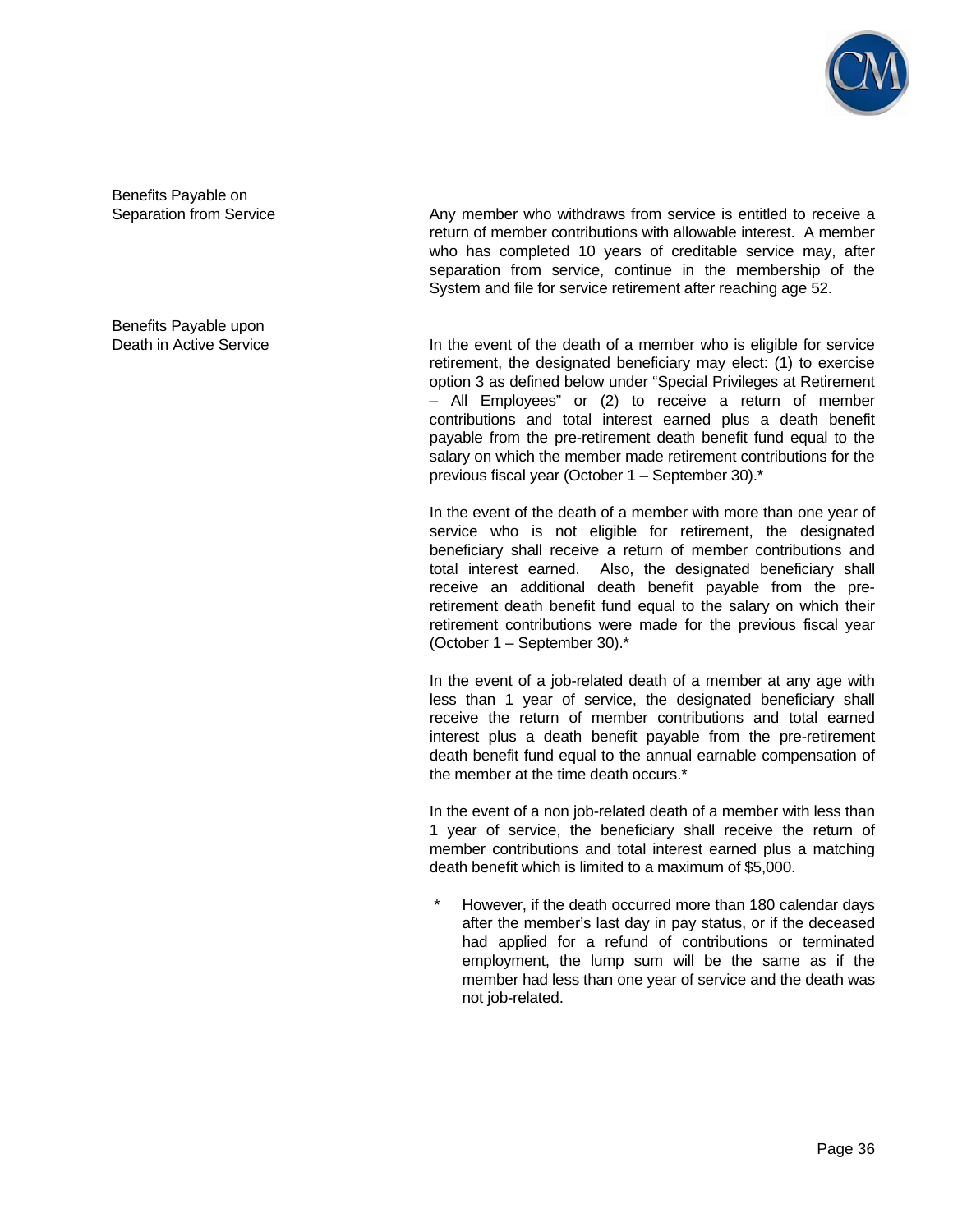**Benefits Payable on Separation from Service**

Any member who withdraws from service is entitled to receive a return of member contributions with allowable interest. A member who has completed 10 years of creditable service may, after separation from service, continue in the membership of the System and file for service retirement after reaching age 52.

**Benefits Payable upon Death in Active Service**

In the event of the death of a member who is eligible for service retirement, the designated beneficiary may elect: (1) to exercise option 3 as defined below under "Special Privileges at Retirement – All Employees" or (2) to receive a return of member contributions and total interest earned plus a death benefit payable from the pre-retirement death benefit fund equal to the salary on which the member made retirement contributions for the previous fiscal year (October 1 – September 30).*

In the event of the death of a member with more than one year of service who is not eligible for retirement, the designated beneficiary shall receive a return of member contributions and total interest earned. Also, the designated beneficiary shall receive an additional death benefit payable from the pre-retirement death benefit fund equal to the salary on which their retirement contributions were made for the previous fiscal year (October 1 – September 30).*

In the event of a job-related death of a member at any age with less than 1 year of service, the designated beneficiary shall receive the return of member contributions and total earned interest plus a death benefit payable from the pre-retirement death benefit fund equal to the annual earnable compensation of the member at the time death occurs.*

In the event of a non job-related death of a member with less than 1 year of service, the beneficiary shall receive the return of member contributions and total interest earned plus a matching death benefit which is limited to a maximum of $5,000.

\* However, if the death occurred more than 180 calendar days after the member's last day in pay status, or if the deceased had applied for a refund of contributions or terminated employment, the lump sum will be the same as if the member had less than one year of service and the death was not job-related.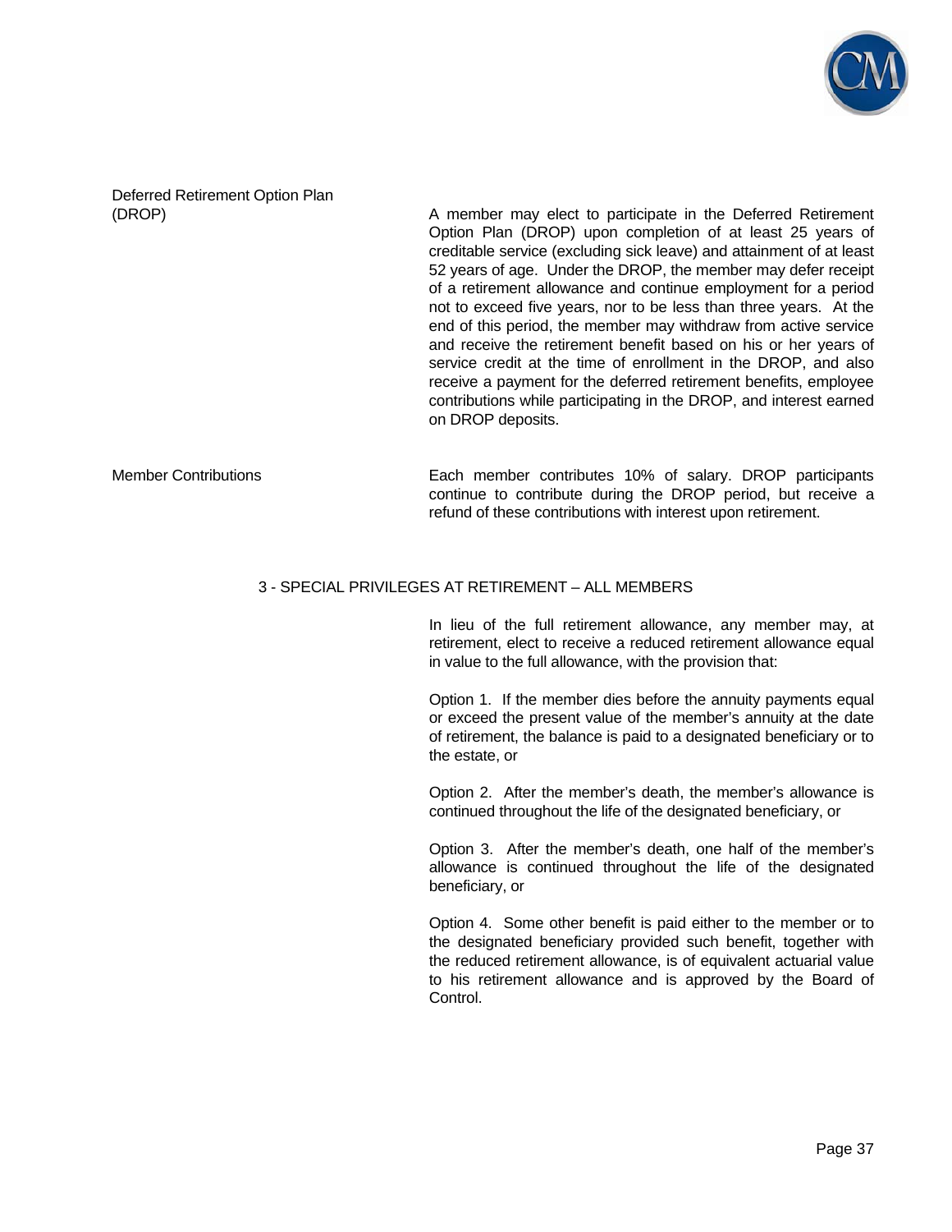**Deferred Retirement Option Plan (DROP)**

A member may elect to participate in the Deferred Retirement Option Plan (DROP) upon completion of at least 25 years of creditable service (excluding sick leave) and attainment of at least 52 years of age. Under the DROP, the member may defer receipt of a retirement allowance and continue employment for a period not to exceed five years, nor to be less than three years. At the end of this period, the member may withdraw from active service and receive the retirement benefit based on his or her years of service credit at the time of enrollment in the DROP, and also receive a payment for the deferred retirement benefits, employee contributions while participating in the DROP, and interest earned on DROP deposits.

**Member Contributions**

Each member contributes 10% of salary. DROP participants continue to contribute during the DROP period, but receive a refund of these contributions with interest upon retirement.

## 3 - SPECIAL PRIVILEGES AT RETIREMENT – ALL MEMBERS

In lieu of the full retirement allowance, any member may, at retirement, elect to receive a reduced retirement allowance equal in value to the full allowance, with the provision that:

Option 1. If the member dies before the annuity payments equal or exceed the present value of the member's annuity at the date of retirement, the balance is paid to a designated beneficiary or to the estate, or

Option 2. After the member's death, the member's allowance is continued throughout the life of the designated beneficiary, or

Option 3. After the member's death, one half of the member's allowance is continued throughout the life of the designated beneficiary, or

Option 4. Some other benefit is paid either to the member or to the designated beneficiary provided such benefit, together with the reduced retirement allowance, is of equivalent actuarial value to his retirement allowance and is approved by the Board of Control.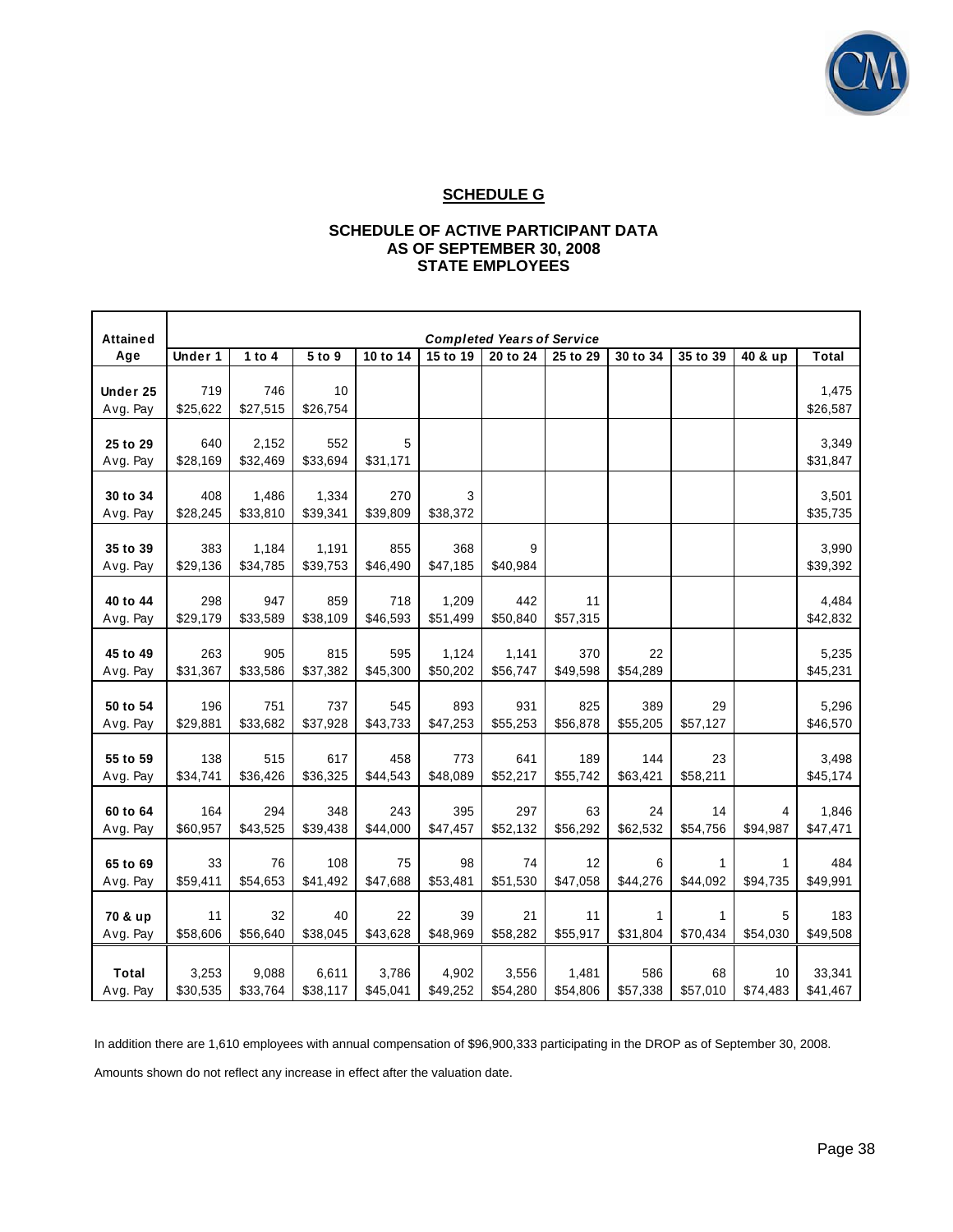## SCHEDULE G

### SCHEDULE OF ACTIVE PARTICIPANT DATA
### AS OF SEPTEMBER 30, 2008
### STATE EMPLOYEES

| Attained Age | Completed Years of Service | | | | | | | | | | |
|---|---|---|---|---|---|---|---|---|---|---|---|
| | Under 1 | 1 to 4 | 5 to 9 | 10 to 14 | 15 to 19 | 20 to 24 | 25 to 29 | 30 to 34 | 35 to 39 | 40 & up | Total |
| **Under 25** | 719 | 746 | 10 | | | | | | | | 1,475 |
| Avg. Pay | $25,622 | $27,515 | $26,754 | | | | | | | | $26,587 |
| **25 to 29** | 640 | 2,152 | 552 | 5 | | | | | | | 3,349 |
| Avg. Pay | $28,169 | $32,469 | $33,694 | $31,171 | | | | | | | $31,847 |
| **30 to 34** | 408 | 1,486 | 1,334 | 270 | 3 | | | | | | 3,501 |
| Avg. Pay | $28,245 | $33,810 | $39,341 | $39,809 | $38,372 | | | | | | $35,735 |
| **35 to 39** | 383 | 1,184 | 1,191 | 855 | 368 | 9 | | | | | 3,990 |
| Avg. Pay | $29,136 | $34,785 | $39,753 | $46,490 | $47,185 | $40,984 | | | | | $39,392 |
| **40 to 44** | 298 | 947 | 859 | 718 | 1,209 | 442 | 11 | | | | 4,484 |
| Avg. Pay | $29,179 | $33,589 | $38,109 | $46,593 | $51,499 | $50,840 | $57,315 | | | | $42,832 |
| **45 to 49** | 263 | 905 | 815 | 595 | 1,124 | 1,141 | 370 | 22 | | | 5,235 |
| Avg. Pay | $31,367 | $33,586 | $37,382 | $45,300 | $50,202 | $56,747 | $49,598 | $54,289 | | | $45,231 |
| **50 to 54** | 196 | 751 | 737 | 545 | 893 | 931 | 825 | 389 | 29 | | 5,296 |
| Avg. Pay | $29,881 | $33,682 | $37,928 | $43,733 | $47,253 | $55,253 | $56,878 | $55,205 | $57,127 | | $46,570 |
| **55 to 59** | 138 | 515 | 617 | 458 | 773 | 641 | 189 | 144 | 23 | | 3,498 |
| Avg. Pay | $34,741 | $36,426 | $36,325 | $44,543 | $48,089 | $52,217 | $55,742 | $63,421 | $58,211 | | $45,174 |
| **60 to 64** | 164 | 294 | 348 | 243 | 395 | 297 | 63 | 24 | 14 | 4 | 1,846 |
| Avg. Pay | $60,957 | $43,525 | $39,438 | $44,000 | $47,457 | $52,132 | $56,292 | $62,532 | $54,756 | $94,987 | $47,471 |
| **65 to 69** | 33 | 76 | 108 | 75 | 98 | 74 | 12 | 6 | 1 | 1 | 484 |
| Avg. Pay | $59,411 | $54,653 | $41,492 | $47,688 | $53,481 | $51,530 | $47,058 | $44,276 | $44,092 | $94,735 | $49,991 |
| **70 & up** | 11 | 32 | 40 | 22 | 39 | 21 | 11 | 1 | 1 | 5 | 183 |
| Avg. Pay | $58,606 | $56,640 | $38,045 | $43,628 | $48,969 | $58,282 | $55,917 | $31,804 | $70,434 | $54,030 | $49,508 |
| **Total** | 3,253 | 9,088 | 6,611 | 3,786 | 4,902 | 3,556 | 1,481 | 586 | 68 | 10 | 33,341 |
| Avg. Pay | $30,535 | $33,764 | $38,117 | $45,041 | $49,252 | $54,280 | $54,806 | $57,338 | $57,010 | $74,483 | $41,467 |

In addition there are 1,610 employees with annual compensation of $96,900,333 participating in the DROP as of September 30, 2008.

Amounts shown do not reflect any increase in effect after the valuation date.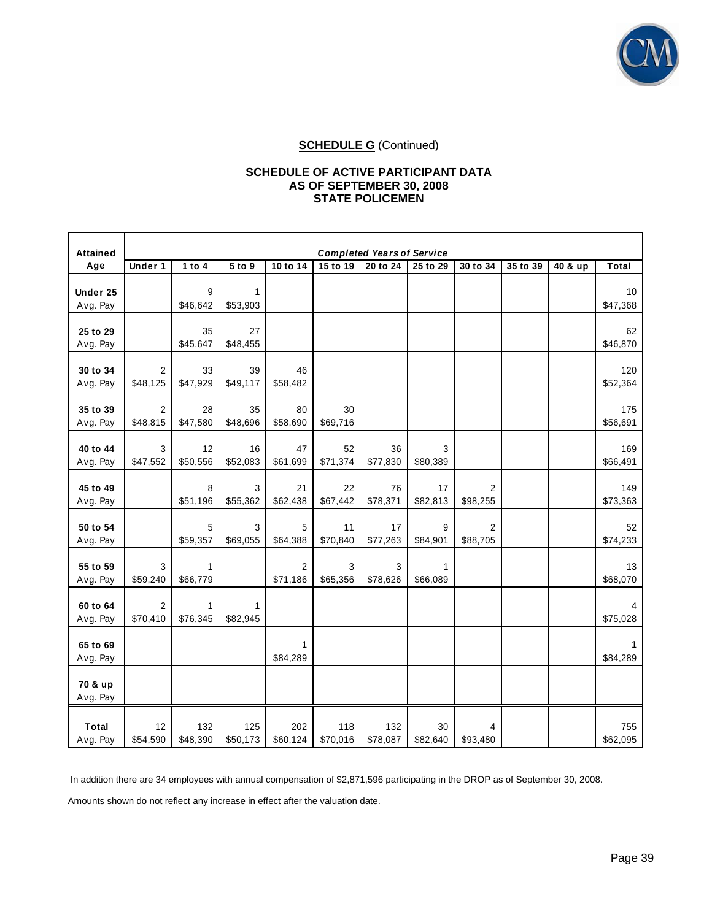**SCHEDULE G** (Continued)

**SCHEDULE OF ACTIVE PARTICIPANT DATA**
**AS OF SEPTEMBER 30, 2008**
**STATE POLICEMEN**

| Attained Age | Completed Years of Service | | | | | | | | | | |
|---|---|---|---|---|---|---|---|---|---|---|---|
| | Under 1 | 1 to 4 | 5 to 9 | 10 to 14 | 15 to 19 | 20 to 24 | 25 to 29 | 30 to 34 | 35 to 39 | 40 & up | Total |
| **Under 25** | | 9 | 1 | | | | | | | | 10 |
| Avg. Pay | | $46,642 | $53,903 | | | | | | | | $47,368 |
| **25 to 29** | | 35 | 27 | | | | | | | | 62 |
| Avg. Pay | | $45,647 | $48,455 | | | | | | | | $46,870 |
| **30 to 34** | 2 | 33 | 39 | 46 | | | | | | | 120 |
| Avg. Pay | $48,125 | $47,929 | $49,117 | $58,482 | | | | | | | $52,364 |
| **35 to 39** | 2 | 28 | 35 | 80 | 30 | | | | | | 175 |
| Avg. Pay | $48,815 | $47,580 | $48,696 | $58,690 | $69,716 | | | | | | $56,691 |
| **40 to 44** | 3 | 12 | 16 | 47 | 52 | 36 | 3 | | | | 169 |
| Avg. Pay | $47,552 | $50,556 | $52,083 | $61,699 | $71,374 | $77,830 | $80,389 | | | | $66,491 |
| **45 to 49** | | 8 | 3 | 21 | 22 | 76 | 17 | 2 | | | 149 |
| Avg. Pay | | $51,196 | $55,362 | $62,438 | $67,442 | $78,371 | $82,813 | $98,255 | | | $73,363 |
| **50 to 54** | | 5 | 3 | 5 | 11 | 17 | 9 | 2 | | | 52 |
| Avg. Pay | | $59,357 | $69,055 | $64,388 | $70,840 | $77,263 | $84,901 | $88,705 | | | $74,233 |
| **55 to 59** | 3 | 1 | | 2 | 3 | 3 | 1 | | | | 13 |
| Avg. Pay | $59,240 | $66,779 | | $71,186 | $65,356 | $78,626 | $66,089 | | | | $68,070 |
| **60 to 64** | 2 | 1 | 1 | | | | | | | | 4 |
| Avg. Pay | $70,410 | $76,345 | $82,945 | | | | | | | | $75,028 |
| **65 to 69** | | | | 1 | | | | | | | 1 |
| Avg. Pay | | | | $84,289 | | | | | | | $84,289 |
| **70 & up** | | | | | | | | | | | |
| Avg. Pay | | | | | | | | | | | |
| **Total** | 12 | 132 | 125 | 202 | 118 | 132 | 30 | 4 | | | 755 |
| Avg. Pay | $54,590 | $48,390 | $50,173 | $60,124 | $70,016 | $78,087 | $82,640 | $93,480 | | | $62,095 |

In addition there are 34 employees with annual compensation of $2,871,596 participating in the DROP as of September 30, 2008.

Amounts shown do not reflect any increase in effect after the valuation date.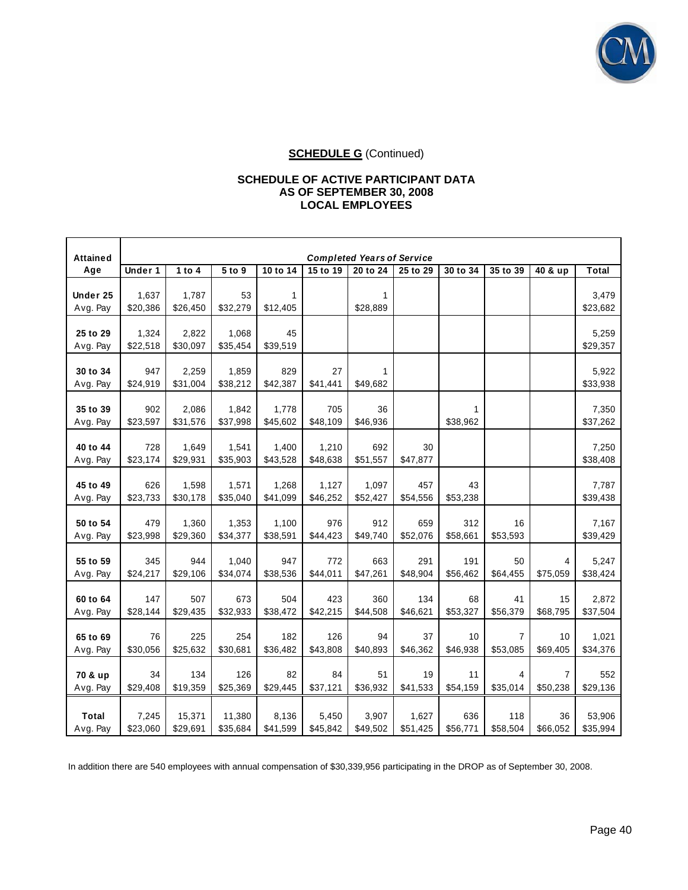**SCHEDULE G** (Continued)

### SCHEDULE OF ACTIVE PARTICIPANT DATA
### AS OF SEPTEMBER 30, 2008
### LOCAL EMPLOYEES

| Attained Age | Completed Years of Service | | | | | | | | | | |
|---|---|---|---|---|---|---|---|---|---|---|---|
| | Under 1 | 1 to 4 | 5 to 9 | 10 to 14 | 15 to 19 | 20 to 24 | 25 to 29 | 30 to 34 | 35 to 39 | 40 & up | Total |
| Under 25 | 1,637 | 1,787 | 53 | 1 | | 1 | | | | | 3,479 |
| Avg. Pay | $20,386 | $26,450 | $32,279 | $12,405 | | $28,889 | | | | | $23,682 |
| 25 to 29 | 1,324 | 2,822 | 1,068 | 45 | | | | | | | 5,259 |
| Avg. Pay | $22,518 | $30,097 | $35,454 | $39,519 | | | | | | | $29,357 |
| 30 to 34 | 947 | 2,259 | 1,859 | 829 | 27 | 1 | | | | | 5,922 |
| Avg. Pay | $24,919 | $31,004 | $38,212 | $42,387 | $41,441 | $49,682 | | | | | $33,938 |
| 35 to 39 | 902 | 2,086 | 1,842 | 1,778 | 705 | 36 | | 1 | | | 7,350 |
| Avg. Pay | $23,597 | $31,576 | $37,998 | $45,602 | $48,109 | $46,936 | | $38,962 | | | $37,262 |
| 40 to 44 | 728 | 1,649 | 1,541 | 1,400 | 1,210 | 692 | 30 | | | | 7,250 |
| Avg. Pay | $23,174 | $29,931 | $35,903 | $43,528 | $48,638 | $51,557 | $47,877 | | | | $38,408 |
| 45 to 49 | 626 | 1,598 | 1,571 | 1,268 | 1,127 | 1,097 | 457 | 43 | | | 7,787 |
| Avg. Pay | $23,733 | $30,178 | $35,040 | $41,099 | $46,252 | $52,427 | $54,556 | $53,238 | | | $39,438 |
| 50 to 54 | 479 | 1,360 | 1,353 | 1,100 | 976 | 912 | 659 | 312 | 16 | | 7,167 |
| Avg. Pay | $23,998 | $29,360 | $34,377 | $38,591 | $44,423 | $49,740 | $52,076 | $58,661 | $53,593 | | $39,429 |
| 55 to 59 | 345 | 944 | 1,040 | 947 | 772 | 663 | 291 | 191 | 50 | 4 | 5,247 |
| Avg. Pay | $24,217 | $29,106 | $34,074 | $38,536 | $44,011 | $47,261 | $48,904 | $56,462 | $64,455 | $75,059 | $38,424 |
| 60 to 64 | 147 | 507 | 673 | 504 | 423 | 360 | 134 | 68 | 41 | 15 | 2,872 |
| Avg. Pay | $28,144 | $29,435 | $32,933 | $38,472 | $42,215 | $44,508 | $46,621 | $53,327 | $56,379 | $68,795 | $37,504 |
| 65 to 69 | 76 | 225 | 254 | 182 | 126 | 94 | 37 | 10 | 7 | 10 | 1,021 |
| Avg. Pay | $30,056 | $25,632 | $30,681 | $36,482 | $43,808 | $40,893 | $46,362 | $46,938 | $53,085 | $69,405 | $34,376 |
| 70 & up | 34 | 134 | 126 | 82 | 84 | 51 | 19 | 11 | 4 | 7 | 552 |
| Avg. Pay | $29,408 | $19,359 | $25,369 | $29,445 | $37,121 | $36,932 | $41,533 | $54,159 | $35,014 | $50,238 | $29,136 |
| Total | 7,245 | 15,371 | 11,380 | 8,136 | 5,450 | 3,907 | 1,627 | 636 | 118 | 36 | 53,906 |
| Avg. Pay | $23,060 | $29,691 | $35,684 | $41,599 | $45,842 | $49,502 | $51,425 | $56,771 | $58,504 | $66,052 | $35,994 |

In addition there are 540 employees with annual compensation of $30,339,956 participating in the DROP as of September 30, 2008.